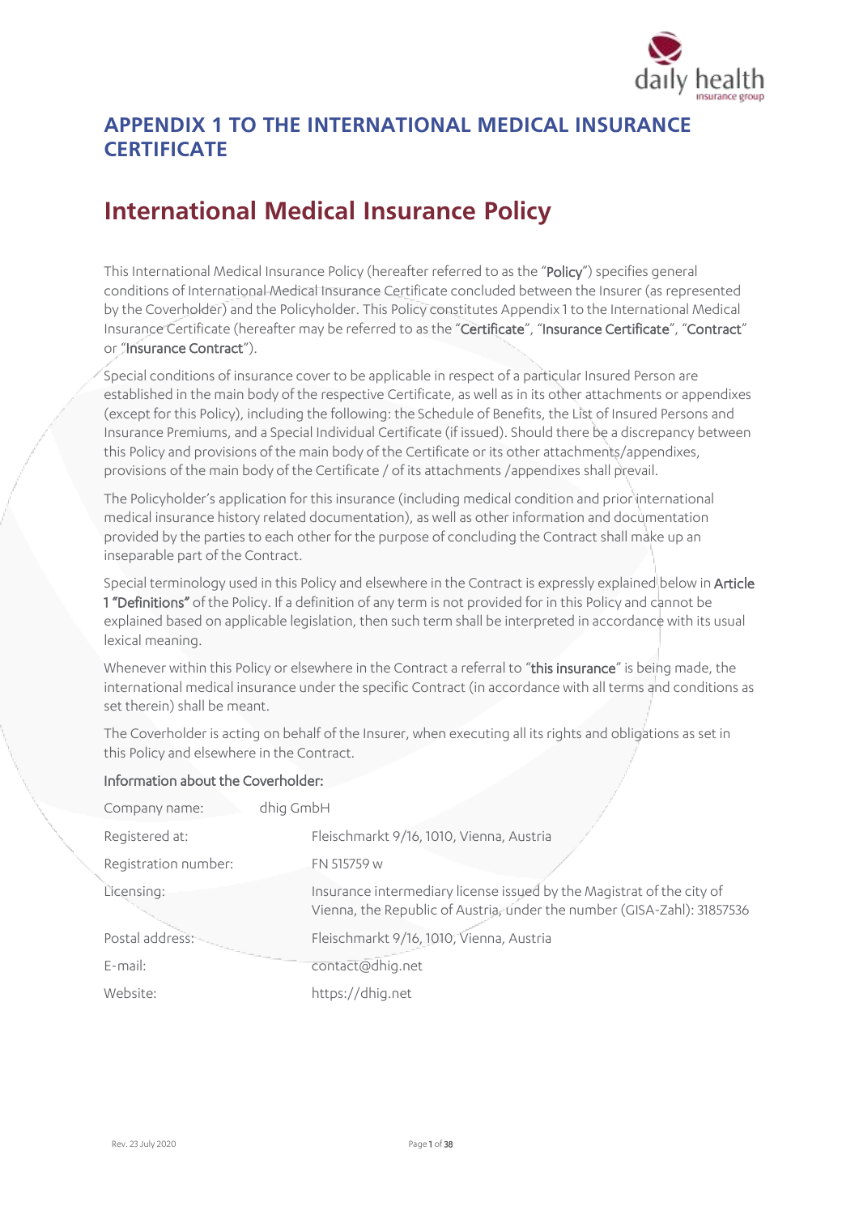# APPENDIX 1 TO THE INTERNATIONAL MEDICAL INSURANCE CERTIFICATE

## International Medical Insurance Policy

This International Medical Insurance Policy (hereafter referred to as the "**Policy**") specifies general conditions of International Medical Insurance Certificate concluded between the Insurer (as represented by the Coverholder) and the Policyholder. This Policy constitutes Appendix 1 to the International Medical Insurance Certificate (hereafter may be referred to as the "**Certificate**", "**Insurance Certificate**", "**Contract**" or "**Insurance Contract**").

Special conditions of insurance cover to be applicable in respect of a particular Insured Person are established in the main body of the respective Certificate, as well as in its other attachments or appendixes (except for this Policy), including the following: the Schedule of Benefits, the List of Insured Persons and Insurance Premiums, and a Special Individual Certificate (if issued). Should there be a discrepancy between this Policy and provisions of the main body of the Certificate or its other attachments/appendixes, provisions of the main body of the Certificate / of its attachments /appendixes shall prevail.

The Policyholder's application for this insurance (including medical condition and prior international medical insurance history related documentation), as well as other information and documentation provided by the parties to each other for the purpose of concluding the Contract shall make up an inseparable part of the Contract.

Special terminology used in this Policy and elsewhere in the Contract is expressly explained below in **Article 1 "Definitions"** of the Policy. If a definition of any term is not provided for in this Policy and cannot be explained based on applicable legislation, then such term shall be interpreted in accordance with its usual lexical meaning.

Whenever within this Policy or elsewhere in the Contract a referral to "**this insurance**" is being made, the international medical insurance under the specific Contract (in accordance with all terms and conditions as set therein) shall be meant.

The Coverholder is acting on behalf of the Insurer, when executing all its rights and obligations as set in this Policy and elsewhere in the Contract.

Information about the Coverholder:

| | |
|---|---|
| Company name: | dhig GmbH |
| Registered at: | Fleischmarkt 9/16, 1010, Vienna, Austria |
| Registration number: | FN 515759 w |
| Licensing: | Insurance intermediary license issued by the Magistrat of the city of Vienna, the Republic of Austria, under the number (GISA-Zahl): 31857536 |
| Postal address: | Fleischmarkt 9/16, 1010, Vienna, Austria |
| E-mail: | contact@dhig.net |
| Website: | https://dhig.net |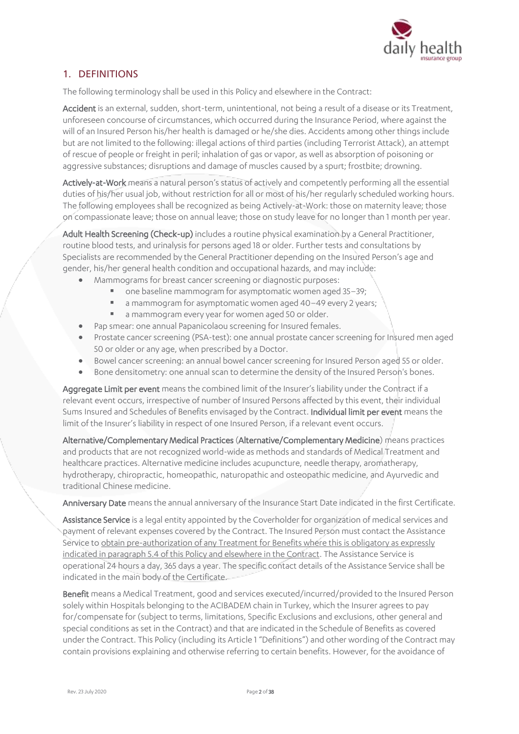## 1. DEFINITIONS

The following terminology shall be used in this Policy and elsewhere in the Contract:

**Accident** is an external, sudden, short-term, unintentional, not being a result of a disease or its Treatment, unforeseen concourse of circumstances, which occurred during the Insurance Period, where against the will of an Insured Person his/her health is damaged or he/she dies. Accidents among other things include but are not limited to the following: illegal actions of third parties (including Terrorist Attack), an attempt of rescue of people or freight in peril; inhalation of gas or vapor, as well as absorption of poisoning or aggressive substances; disruptions and damage of muscles caused by a spurt; frostbite; drowning.

**Actively-at-Work** means a natural person's status of actively and competently performing all the essential duties of his/her usual job, without restriction for all or most of his/her regularly scheduled working hours. The following employees shall be recognized as being Actively-at-Work: those on maternity leave; those on compassionate leave; those on annual leave; those on study leave for no longer than 1 month per year.

**Adult Health Screening (Check-up)** includes a routine physical examination by a General Practitioner, routine blood tests, and urinalysis for persons aged 18 or older. Further tests and consultations by Specialists are recommended by the General Practitioner depending on the Insured Person's age and gender, his/her general health condition and occupational hazards, and may include:

- Mammograms for breast cancer screening or diagnostic purposes:
  - one baseline mammogram for asymptomatic women aged 35–39;
  - a mammogram for asymptomatic women aged 40–49 every 2 years;
  - a mammogram every year for women aged 50 or older.
- Pap smear: one annual Papanicolaou screening for Insured females.
- Prostate cancer screening (PSA-test): one annual prostate cancer screening for Insured men aged 50 or older or any age, when prescribed by a Doctor.
- Bowel cancer screening: an annual bowel cancer screening for Insured Person aged 55 or older.
- Bone densitometry: one annual scan to determine the density of the Insured Person's bones.

**Aggregate Limit per event** means the combined limit of the Insurer's liability under the Contract if a relevant event occurs, irrespective of number of Insured Persons affected by this event, their individual Sums Insured and Schedules of Benefits envisaged by the Contract. **Individual limit per event** means the limit of the Insurer's liability in respect of one Insured Person, if a relevant event occurs.

**Alternative/Complementary Medical Practices** (**Alternative/Complementary Medicine**) means practices and products that are not recognized world-wide as methods and standards of Medical Treatment and healthcare practices. Alternative medicine includes acupuncture, needle therapy, aromatherapy, hydrotherapy, chiropractic, homeopathic, naturopathic and osteopathic medicine, and Ayurvedic and traditional Chinese medicine.

**Anniversary Date** means the annual anniversary of the Insurance Start Date indicated in the first Certificate.

**Assistance Service** is a legal entity appointed by the Coverholder for organization of medical services and payment of relevant expenses covered by the Contract. The Insured Person must contact the Assistance Service to <u>obtain pre-authorization of any Treatment for Benefits where this is obligatory as expressly indicated in paragraph 5.4 of this Policy and elsewhere in the Contract</u>. The Assistance Service is operational 24 hours a day, 365 days a year. The specific contact details of the Assistance Service shall be indicated in the main body of the Certificate.

**Benefit** means a Medical Treatment, good and services executed/incurred/provided to the Insured Person solely within Hospitals belonging to the ACIBADEM chain in Turkey, which the Insurer agrees to pay for/compensate for (subject to terms, limitations, Specific Exclusions and exclusions, other general and special conditions as set in the Contract) and that are indicated in the Schedule of Benefits as covered under the Contract. This Policy (including its Article 1 "Definitions") and other wording of the Contract may contain provisions explaining and otherwise referring to certain benefits. However, for the avoidance of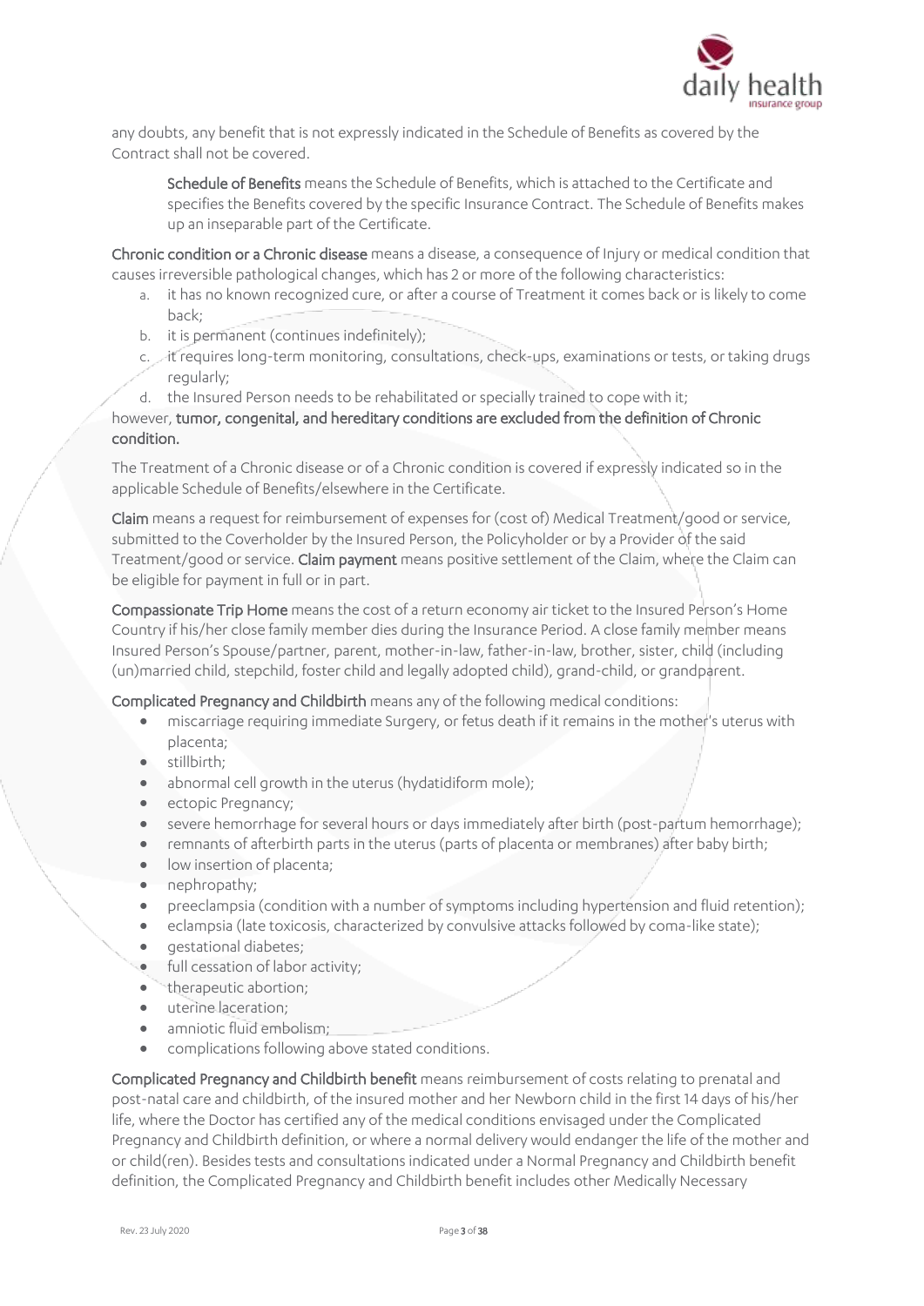any doubts, any benefit that is not expressly indicated in the Schedule of Benefits as covered by the Contract shall not be covered.

> **Schedule of Benefits** means the Schedule of Benefits, which is attached to the Certificate and specifies the Benefits covered by the specific Insurance Contract. The Schedule of Benefits makes up an inseparable part of the Certificate.

**Chronic condition or a Chronic disease** means a disease, a consequence of Injury or medical condition that causes irreversible pathological changes, which has 2 or more of the following characteristics:

a. it has no known recognized cure, or after a course of Treatment it comes back or is likely to come back;
b. it is permanent (continues indefinitely);
c. it requires long-term monitoring, consultations, check-ups, examinations or tests, or taking drugs regularly;
d. the Insured Person needs to be rehabilitated or specially trained to cope with it;

however, **tumor, congenital, and hereditary conditions are excluded from the definition of Chronic condition.**

The Treatment of a Chronic disease or of a Chronic condition is covered if expressly indicated so in the applicable Schedule of Benefits/elsewhere in the Certificate.

**Claim** means a request for reimbursement of expenses for (cost of) Medical Treatment/good or service, submitted to the Coverholder by the Insured Person, the Policyholder or by a Provider of the said Treatment/good or service. **Claim payment** means positive settlement of the Claim, where the Claim can be eligible for payment in full or in part.

**Compassionate Trip Home** means the cost of a return economy air ticket to the Insured Person's Home Country if his/her close family member dies during the Insurance Period. A close family member means Insured Person's Spouse/partner, parent, mother-in-law, father-in-law, brother, sister, child (including (un)married child, stepchild, foster child and legally adopted child), grand-child, or grandparent.

**Complicated Pregnancy and Childbirth** means any of the following medical conditions:

- miscarriage requiring immediate Surgery, or fetus death if it remains in the mother's uterus with placenta;
- stillbirth;
- abnormal cell growth in the uterus (hydatidiform mole);
- ectopic Pregnancy;
- severe hemorrhage for several hours or days immediately after birth (post-partum hemorrhage);
- remnants of afterbirth parts in the uterus (parts of placenta or membranes) after baby birth;
- low insertion of placenta;
- nephropathy;
- preeclampsia (condition with a number of symptoms including hypertension and fluid retention);
- eclampsia (late toxicosis, characterized by convulsive attacks followed by coma-like state);
- gestational diabetes;
- full cessation of labor activity;
- therapeutic abortion;
- uterine laceration;
- amniotic fluid embolism;
- complications following above stated conditions.

**Complicated Pregnancy and Childbirth benefit** means reimbursement of costs relating to prenatal and post-natal care and childbirth, of the insured mother and her Newborn child in the first 14 days of his/her life, where the Doctor has certified any of the medical conditions envisaged under the Complicated Pregnancy and Childbirth definition, or where a normal delivery would endanger the life of the mother and or child(ren). Besides tests and consultations indicated under a Normal Pregnancy and Childbirth benefit definition, the Complicated Pregnancy and Childbirth benefit includes other Medically Necessary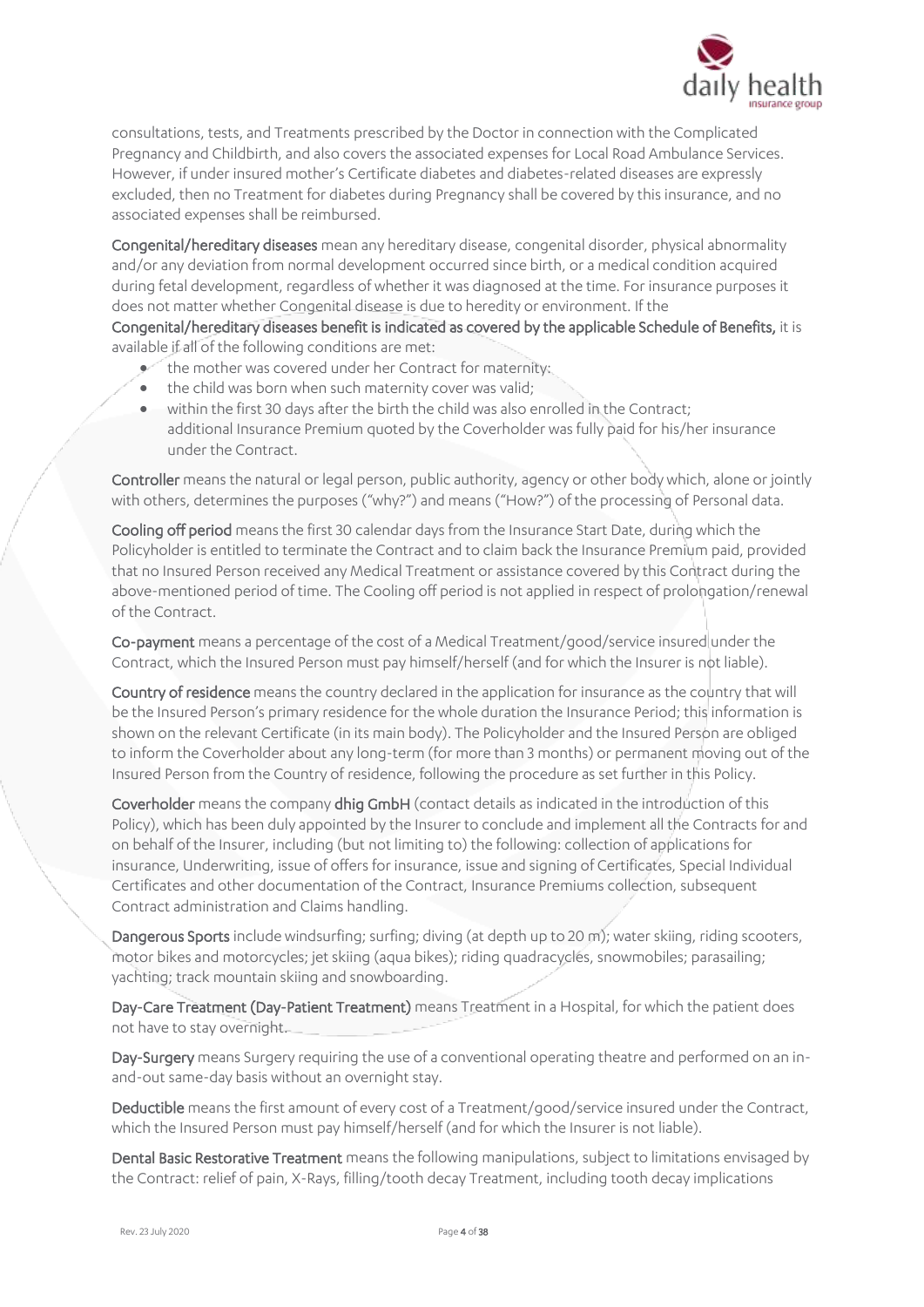consultations, tests, and Treatments prescribed by the Doctor in connection with the Complicated Pregnancy and Childbirth, and also covers the associated expenses for Local Road Ambulance Services. However, if under insured mother's Certificate diabetes and diabetes-related diseases are expressly excluded, then no Treatment for diabetes during Pregnancy shall be covered by this insurance, and no associated expenses shall be reimbursed.

**Congenital/hereditary diseases** mean any hereditary disease, congenital disorder, physical abnormality and/or any deviation from normal development occurred since birth, or a medical condition acquired during fetal development, regardless of whether it was diagnosed at the time. For insurance purposes it does not matter whether Congenital disease is due to heredity or environment. If the **Congenital/hereditary diseases benefit is indicated as covered by the applicable Schedule of Benefits,** it is available if all of the following conditions are met:

- the mother was covered under her Contract for maternity;
- the child was born when such maternity cover was valid;
- within the first 30 days after the birth the child was also enrolled in the Contract; additional Insurance Premium quoted by the Coverholder was fully paid for his/her insurance under the Contract.

**Controller** means the natural or legal person, public authority, agency or other body which, alone or jointly with others, determines the purposes ("why?") and means ("How?") of the processing of Personal data.

**Cooling off period** means the first 30 calendar days from the Insurance Start Date, during which the Policyholder is entitled to terminate the Contract and to claim back the Insurance Premium paid, provided that no Insured Person received any Medical Treatment or assistance covered by this Contract during the above-mentioned period of time. The Cooling off period is not applied in respect of prolongation/renewal of the Contract.

**Co-payment** means a percentage of the cost of a Medical Treatment/good/service insured under the Contract, which the Insured Person must pay himself/herself (and for which the Insurer is not liable).

**Country of residence** means the country declared in the application for insurance as the country that will be the Insured Person's primary residence for the whole duration the Insurance Period; this information is shown on the relevant Certificate (in its main body). The Policyholder and the Insured Person are obliged to inform the Coverholder about any long-term (for more than 3 months) or permanent moving out of the Insured Person from the Country of residence, following the procedure as set further in this Policy.

**Coverholder** means the company **dhig GmbH** (contact details as indicated in the introduction of this Policy), which has been duly appointed by the Insurer to conclude and implement all the Contracts for and on behalf of the Insurer, including (but not limiting to) the following: collection of applications for insurance, Underwriting, issue of offers for insurance, issue and signing of Certificates, Special Individual Certificates and other documentation of the Contract, Insurance Premiums collection, subsequent Contract administration and Claims handling.

**Dangerous Sports** include windsurfing; surfing; diving (at depth up to 20 m); water skiing, riding scooters, motor bikes and motorcycles; jet skiing (aqua bikes); riding quadracycles, snowmobiles; parasailing; yachting; track mountain skiing and snowboarding.

**Day-Care Treatment (Day-Patient Treatment)** means Treatment in a Hospital, for which the patient does not have to stay overnight.

**Day-Surgery** means Surgery requiring the use of a conventional operating theatre and performed on an in-and-out same-day basis without an overnight stay.

**Deductible** means the first amount of every cost of a Treatment/good/service insured under the Contract, which the Insured Person must pay himself/herself (and for which the Insurer is not liable).

**Dental Basic Restorative Treatment** means the following manipulations, subject to limitations envisaged by the Contract: relief of pain, X-Rays, filling/tooth decay Treatment, including tooth decay implications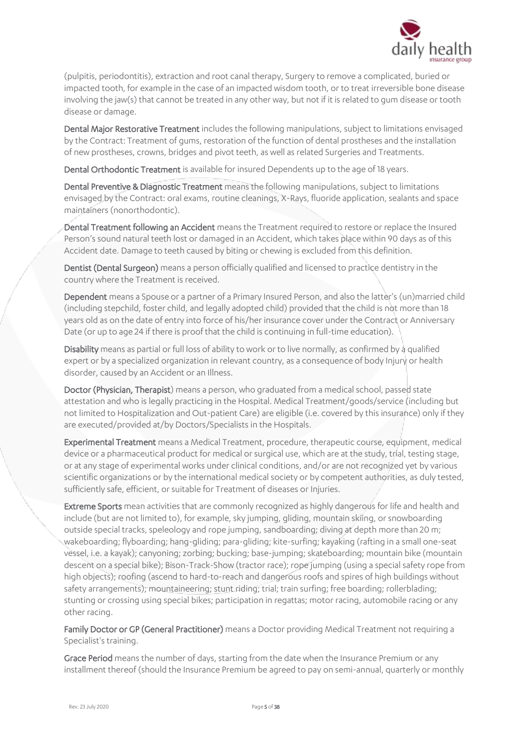(pulpitis, periodontitis), extraction and root canal therapy, Surgery to remove a complicated, buried or impacted tooth, for example in the case of an impacted wisdom tooth, or to treat irreversible bone disease involving the jaw(s) that cannot be treated in any other way, but not if it is related to gum disease or tooth disease or damage.

**Dental Major Restorative Treatment** includes the following manipulations, subject to limitations envisaged by the Contract: Treatment of gums, restoration of the function of dental prostheses and the installation of new prostheses, crowns, bridges and pivot teeth, as well as related Surgeries and Treatments.

**Dental Orthodontic Treatment** is available for insured Dependents up to the age of 18 years.

**Dental Preventive & Diagnostic Treatment** means the following manipulations, subject to limitations envisaged by the Contract: oral exams, routine cleanings, X-Rays, fluoride application, sealants and space maintainers (nonorthodontic).

**Dental Treatment following an Accident** means the Treatment required to restore or replace the Insured Person's sound natural teeth lost or damaged in an Accident, which takes place within 90 days as of this Accident date. Damage to teeth caused by biting or chewing is excluded from this definition.

**Dentist (Dental Surgeon)** means a person officially qualified and licensed to practice dentistry in the country where the Treatment is received.

**Dependent** means a Spouse or a partner of a Primary Insured Person, and also the latter's (un)married child (including stepchild, foster child, and legally adopted child) provided that the child is not more than 18 years old as on the date of entry into force of his/her insurance cover under the Contract or Anniversary Date (or up to age 24 if there is proof that the child is continuing in full-time education).

**Disability** means as partial or full loss of ability to work or to live normally, as confirmed by a qualified expert or by a specialized organization in relevant country, as a consequence of body Injury or health disorder, caused by an Accident or an Illness.

**Doctor (Physician, Therapist**) means a person, who graduated from a medical school, passed state attestation and who is legally practicing in the Hospital. Medical Treatment/goods/service (including but not limited to Hospitalization and Out-patient Care) are eligible (i.e. covered by this insurance) only if they are executed/provided at/by Doctors/Specialists in the Hospitals.

**Experimental Treatment** means a Medical Treatment, procedure, therapeutic course, equipment, medical device or a pharmaceutical product for medical or surgical use, which are at the study, trial, testing stage, or at any stage of experimental works under clinical conditions, and/or are not recognized yet by various scientific organizations or by the international medical society or by competent authorities, as duly tested, sufficiently safe, efficient, or suitable for Treatment of diseases or Injuries.

**Extreme Sports** mean activities that are commonly recognized as highly dangerous for life and health and include (but are not limited to), for example, sky jumping, gliding, mountain skiing, or snowboarding outside special tracks, speleology and rope jumping, sandboarding; diving at depth more than 20 m; wakeboarding; flyboarding; hang-gliding; para-gliding; kite-surfing; kayaking (rafting in a small one-seat vessel, i.e. a kayak); canyoning; zorbing; bucking; base-jumping; skateboarding; mountain bike (mountain descent on a special bike); Bison-Track-Show (tractor race); rope jumping (using a special safety rope from high objects); roofing (ascend to hard-to-reach and dangerous roofs and spires of high buildings without safety arrangements); mountaineering; stunt riding; trial; train surfing; free boarding; rollerblading; stunting or crossing using special bikes; participation in regattas; motor racing, automobile racing or any other racing.

**Family Doctor or GP (General Practitioner)** means a Doctor providing Medical Treatment not requiring a Specialist's training.

**Grace Period** means the number of days, starting from the date when the Insurance Premium or any installment thereof (should the Insurance Premium be agreed to pay on semi-annual, quarterly or monthly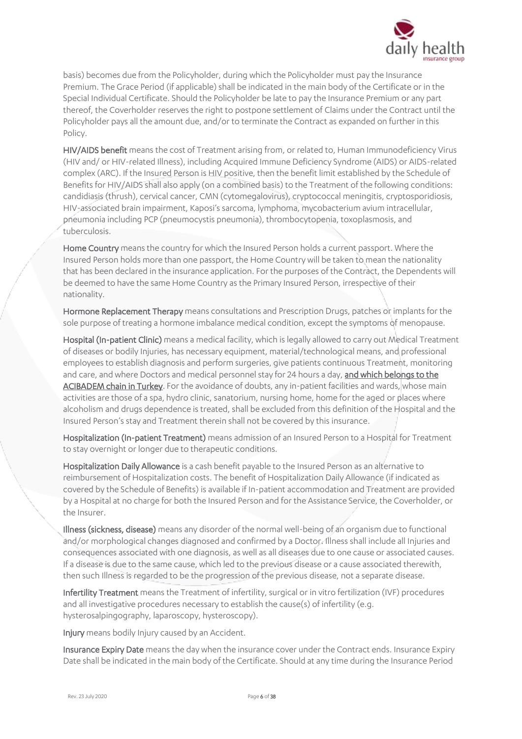basis) becomes due from the Policyholder, during which the Policyholder must pay the Insurance Premium. The Grace Period (if applicable) shall be indicated in the main body of the Certificate or in the Special Individual Certificate. Should the Policyholder be late to pay the Insurance Premium or any part thereof, the Coverholder reserves the right to postpone settlement of Claims under the Contract until the Policyholder pays all the amount due, and/or to terminate the Contract as expanded on further in this Policy.

**HIV/AIDS benefit** means the cost of Treatment arising from, or related to, Human Immunodeficiency Virus (HIV and/ or HIV-related Illness), including Acquired Immune Deficiency Syndrome (AIDS) or AIDS-related complex (ARC). If the Insured Person is HIV positive, then the benefit limit established by the Schedule of Benefits for HIV/AIDS shall also apply (on a combined basis) to the Treatment of the following conditions: candidiasis (thrush), cervical cancer, CMN (cytomegalovirus), cryptococcal meningitis, cryptosporidiosis, HIV-associated brain impairment, Kaposi's sarcoma, lymphoma, mycobacterium avium intracellular, pneumonia including PCP (pneumocystis pneumonia), thrombocytopenia, toxoplasmosis, and tuberculosis.

**Home Country** means the country for which the Insured Person holds a current passport. Where the Insured Person holds more than one passport, the Home Country will be taken to mean the nationality that has been declared in the insurance application. For the purposes of the Contract, the Dependents will be deemed to have the same Home Country as the Primary Insured Person, irrespective of their nationality.

**Hormone Replacement Therapy** means consultations and Prescription Drugs, patches or implants for the sole purpose of treating a hormone imbalance medical condition, except the symptoms of menopause.

**Hospital (In-patient Clinic)** means a medical facility, which is legally allowed to carry out Medical Treatment of diseases or bodily Injuries, has necessary equipment, material/technological means, and professional employees to establish diagnosis and perform surgeries, give patients continuous Treatment, monitoring and care, and where Doctors and medical personnel stay for 24 hours a day, **and which belongs to the ACIBADEM chain in Turkey**. For the avoidance of doubts, any in-patient facilities and wards, whose main activities are those of a spa, hydro clinic, sanatorium, nursing home, home for the aged or places where alcoholism and drugs dependence is treated, shall be excluded from this definition of the Hospital and the Insured Person's stay and Treatment therein shall not be covered by this insurance.

**Hospitalization (In-patient Treatment)** means admission of an Insured Person to a Hospital for Treatment to stay overnight or longer due to therapeutic conditions.

**Hospitalization Daily Allowance** is a cash benefit payable to the Insured Person as an alternative to reimbursement of Hospitalization costs. The benefit of Hospitalization Daily Allowance (if indicated as covered by the Schedule of Benefits) is available if In-patient accommodation and Treatment are provided by a Hospital at no charge for both the Insured Person and for the Assistance Service, the Coverholder, or the Insurer.

**Illness (sickness, disease)** means any disorder of the normal well-being of an organism due to functional and/or morphological changes diagnosed and confirmed by a Doctor. Illness shall include all Injuries and consequences associated with one diagnosis, as well as all diseases due to one cause or associated causes. If a disease is due to the same cause, which led to the previous disease or a cause associated therewith, then such Illness is regarded to be the progression of the previous disease, not a separate disease.

**Infertility Treatment** means the Treatment of infertility, surgical or in vitro fertilization (IVF) procedures and all investigative procedures necessary to establish the cause(s) of infertility (e.g. hysterosalpingography, laparoscopy, hysteroscopy).

**Injury** means bodily Injury caused by an Accident.

**Insurance Expiry Date** means the day when the insurance cover under the Contract ends. Insurance Expiry Date shall be indicated in the main body of the Certificate. Should at any time during the Insurance Period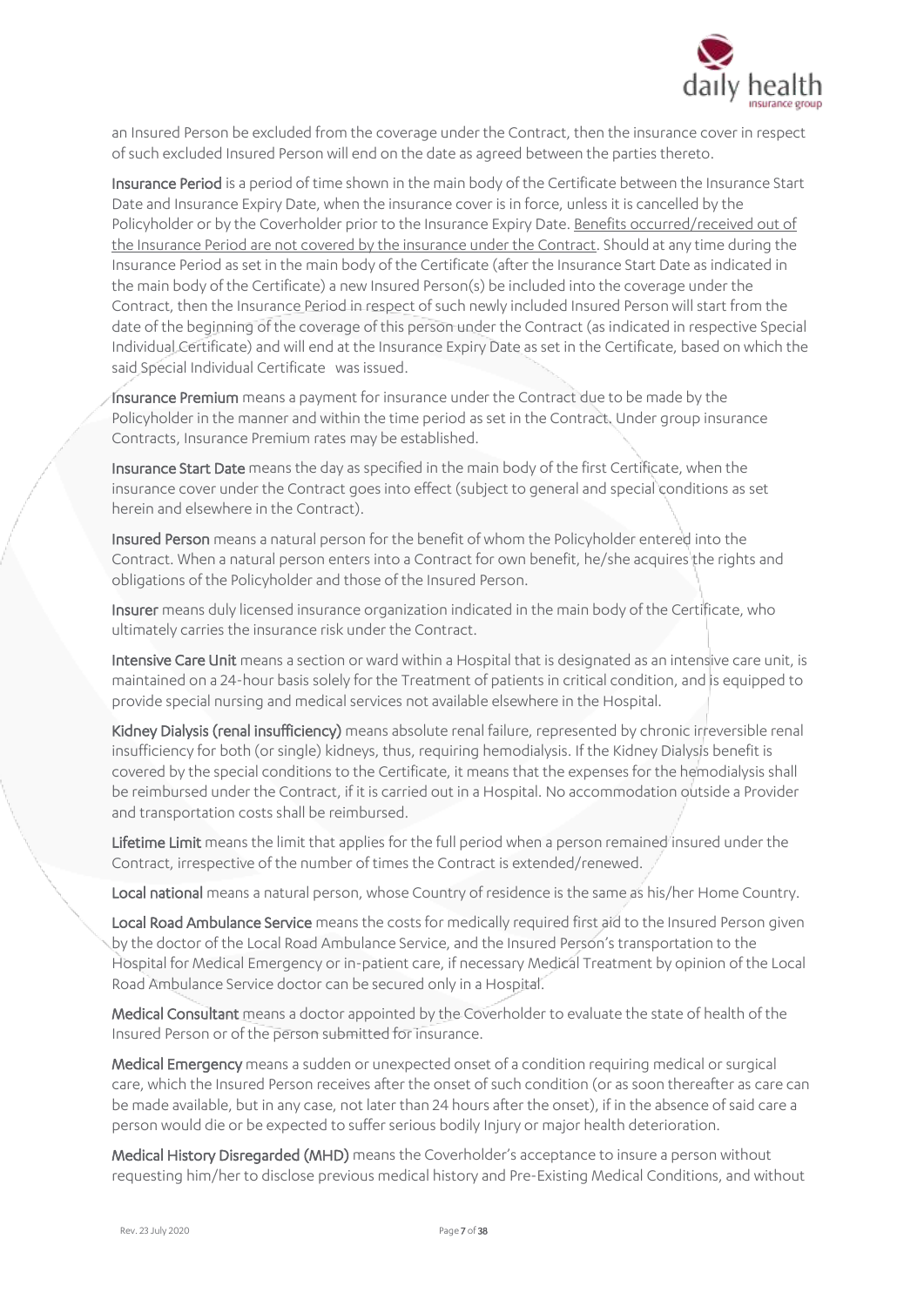an Insured Person be excluded from the coverage under the Contract, then the insurance cover in respect of such excluded Insured Person will end on the date as agreed between the parties thereto.

**Insurance Period** is a period of time shown in the main body of the Certificate between the Insurance Start Date and Insurance Expiry Date, when the insurance cover is in force, unless it is cancelled by the Policyholder or by the Coverholder prior to the Insurance Expiry Date. <u>Benefits occurred/received out of the Insurance Period are not covered by the insurance under the Contract</u>. Should at any time during the Insurance Period as set in the main body of the Certificate (after the Insurance Start Date as indicated in the main body of the Certificate) a new Insured Person(s) be included into the coverage under the Contract, then the Insurance Period in respect of such newly included Insured Person will start from the date of the beginning of the coverage of this person under the Contract (as indicated in respective Special Individual Certificate) and will end at the Insurance Expiry Date as set in the Certificate, based on which the said Special Individual Certificate was issued.

**Insurance Premium** means a payment for insurance under the Contract due to be made by the Policyholder in the manner and within the time period as set in the Contract. Under group insurance Contracts, Insurance Premium rates may be established.

**Insurance Start Date** means the day as specified in the main body of the first Certificate, when the insurance cover under the Contract goes into effect (subject to general and special conditions as set herein and elsewhere in the Contract).

**Insured Person** means a natural person for the benefit of whom the Policyholder entered into the Contract. When a natural person enters into a Contract for own benefit, he/she acquires the rights and obligations of the Policyholder and those of the Insured Person.

**Insurer** means duly licensed insurance organization indicated in the main body of the Certificate, who ultimately carries the insurance risk under the Contract.

**Intensive Care Unit** means a section or ward within a Hospital that is designated as an intensive care unit, is maintained on a 24-hour basis solely for the Treatment of patients in critical condition, and is equipped to provide special nursing and medical services not available elsewhere in the Hospital.

**Kidney Dialysis (renal insufficiency)** means absolute renal failure, represented by chronic irreversible renal insufficiency for both (or single) kidneys, thus, requiring hemodialysis. If the Kidney Dialysis benefit is covered by the special conditions to the Certificate, it means that the expenses for the hemodialysis shall be reimbursed under the Contract, if it is carried out in a Hospital. No accommodation outside a Provider and transportation costs shall be reimbursed.

**Lifetime Limit** means the limit that applies for the full period when a person remained insured under the Contract, irrespective of the number of times the Contract is extended/renewed.

**Local national** means a natural person, whose Country of residence is the same as his/her Home Country.

**Local Road Ambulance Service** means the costs for medically required first aid to the Insured Person given by the doctor of the Local Road Ambulance Service, and the Insured Person's transportation to the Hospital for Medical Emergency or in-patient care, if necessary Medical Treatment by opinion of the Local Road Ambulance Service doctor can be secured only in a Hospital.

**Medical Consultant** means a doctor appointed by the Coverholder to evaluate the state of health of the Insured Person or of the person submitted for insurance.

**Medical Emergency** means a sudden or unexpected onset of a condition requiring medical or surgical care, which the Insured Person receives after the onset of such condition (or as soon thereafter as care can be made available, but in any case, not later than 24 hours after the onset), if in the absence of said care a person would die or be expected to suffer serious bodily Injury or major health deterioration.

**Medical History Disregarded (MHD)** means the Coverholder's acceptance to insure a person without requesting him/her to disclose previous medical history and Pre-Existing Medical Conditions, and without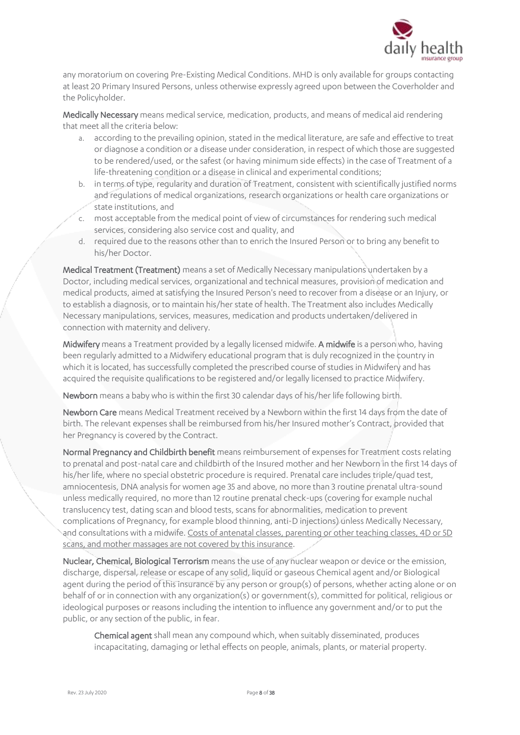any moratorium on covering Pre-Existing Medical Conditions. MHD is only available for groups contacting at least 20 Primary Insured Persons, unless otherwise expressly agreed upon between the Coverholder and the Policyholder.

**Medically Necessary** means medical service, medication, products, and means of medical aid rendering that meet all the criteria below:

a. according to the prevailing opinion, stated in the medical literature, are safe and effective to treat or diagnose a condition or a disease under consideration, in respect of which those are suggested to be rendered/used, or the safest (or having minimum side effects) in the case of Treatment of a life-threatening condition or a disease in clinical and experimental conditions;
b. in terms of type, regularity and duration of Treatment, consistent with scientifically justified norms and regulations of medical organizations, research organizations or health care organizations or state institutions, and
c. most acceptable from the medical point of view of circumstances for rendering such medical services, considering also service cost and quality, and
d. required due to the reasons other than to enrich the Insured Person or to bring any benefit to his/her Doctor.

**Medical Treatment (Treatment)** means a set of Medically Necessary manipulations undertaken by a Doctor, including medical services, organizational and technical measures, provision of medication and medical products, aimed at satisfying the Insured Person's need to recover from a disease or an Injury, or to establish a diagnosis, or to maintain his/her state of health. The Treatment also includes Medically Necessary manipulations, services, measures, medication and products undertaken/delivered in connection with maternity and delivery.

**Midwifery** means a Treatment provided by a legally licensed midwife. **A midwife** is a person who, having been regularly admitted to a Midwifery educational program that is duly recognized in the country in which it is located, has successfully completed the prescribed course of studies in Midwifery and has acquired the requisite qualifications to be registered and/or legally licensed to practice Midwifery.

**Newborn** means a baby who is within the first 30 calendar days of his/her life following birth.

**Newborn Care** means Medical Treatment received by a Newborn within the first 14 days from the date of birth. The relevant expenses shall be reimbursed from his/her Insured mother's Contract, provided that her Pregnancy is covered by the Contract.

**Normal Pregnancy and Childbirth benefit** means reimbursement of expenses for Treatment costs relating to prenatal and post-natal care and childbirth of the Insured mother and her Newborn in the first 14 days of his/her life, where no special obstetric procedure is required. Prenatal care includes triple/quad test, amniocentesis, DNA analysis for women age 35 and above, no more than 3 routine prenatal ultra-sound unless medically required, no more than 12 routine prenatal check-ups (covering for example nuchal translucency test, dating scan and blood tests, scans for abnormalities, medication to prevent complications of Pregnancy, for example blood thinning, anti-D injections) unless Medically Necessary, and consultations with a midwife. <u>Costs of antenatal classes, parenting or other teaching classes, 4D or 5D scans, and mother massages are not covered by this insurance</u>.

**Nuclear, Chemical, Biological Terrorism** means the use of any nuclear weapon or device or the emission, discharge, dispersal, release or escape of any solid, liquid or gaseous Chemical agent and/or Biological agent during the period of this insurance by any person or group(s) of persons, whether acting alone or on behalf of or in connection with any organization(s) or government(s), committed for political, religious or ideological purposes or reasons including the intention to influence any government and/or to put the public, or any section of the public, in fear.

> **Chemical agent** shall mean any compound which, when suitably disseminated, produces incapacitating, damaging or lethal effects on people, animals, plants, or material property.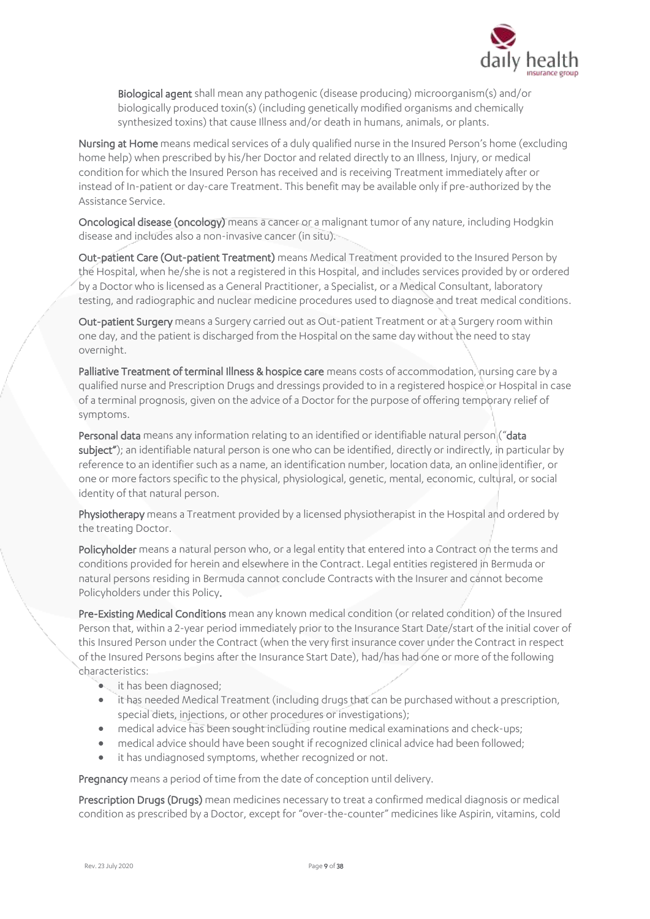**Biological agent** shall mean any pathogenic (disease producing) microorganism(s) and/or biologically produced toxin(s) (including genetically modified organisms and chemically synthesized toxins) that cause Illness and/or death in humans, animals, or plants.

**Nursing at Home** means medical services of a duly qualified nurse in the Insured Person's home (excluding home help) when prescribed by his/her Doctor and related directly to an Illness, Injury, or medical condition for which the Insured Person has received and is receiving Treatment immediately after or instead of In-patient or day-care Treatment. This benefit may be available only if pre-authorized by the Assistance Service.

**Oncological disease (oncology)** means a cancer or a malignant tumor of any nature, including Hodgkin disease and includes also a non-invasive cancer (in situ).

**Out-patient Care (Out-patient Treatment)** means Medical Treatment provided to the Insured Person by the Hospital, when he/she is not a registered in this Hospital, and includes services provided by or ordered by a Doctor who is licensed as a General Practitioner, a Specialist, or a Medical Consultant, laboratory testing, and radiographic and nuclear medicine procedures used to diagnose and treat medical conditions.

**Out-patient Surgery** means a Surgery carried out as Out-patient Treatment or at a Surgery room within one day, and the patient is discharged from the Hospital on the same day without the need to stay overnight.

**Palliative Treatment of terminal Illness & hospice care** means costs of accommodation, nursing care by a qualified nurse and Prescription Drugs and dressings provided to in a registered hospice or Hospital in case of a terminal prognosis, given on the advice of a Doctor for the purpose of offering temporary relief of symptoms.

**Personal data** means any information relating to an identified or identifiable natural person ("**data subject**"); an identifiable natural person is one who can be identified, directly or indirectly, in particular by reference to an identifier such as a name, an identification number, location data, an online identifier, or one or more factors specific to the physical, physiological, genetic, mental, economic, cultural, or social identity of that natural person.

**Physiotherapy** means a Treatment provided by a licensed physiotherapist in the Hospital and ordered by the treating Doctor.

**Policyholder** means a natural person who, or a legal entity that entered into a Contract on the terms and conditions provided for herein and elsewhere in the Contract. Legal entities registered in Bermuda or natural persons residing in Bermuda cannot conclude Contracts with the Insurer and cannot become Policyholders under this Policy.

**Pre-Existing Medical Conditions** mean any known medical condition (or related condition) of the Insured Person that, within a 2-year period immediately prior to the Insurance Start Date/start of the initial cover of this Insured Person under the Contract (when the very first insurance cover under the Contract in respect of the Insured Persons begins after the Insurance Start Date), had/has had one or more of the following characteristics:

- it has been diagnosed;
- it has needed Medical Treatment (including drugs that can be purchased without a prescription, special diets, injections, or other procedures or investigations);
- medical advice has been sought including routine medical examinations and check-ups;
- medical advice should have been sought if recognized clinical advice had been followed;
- it has undiagnosed symptoms, whether recognized or not.

**Pregnancy** means a period of time from the date of conception until delivery.

**Prescription Drugs (Drugs)** mean medicines necessary to treat a confirmed medical diagnosis or medical condition as prescribed by a Doctor, except for "over-the-counter" medicines like Aspirin, vitamins, cold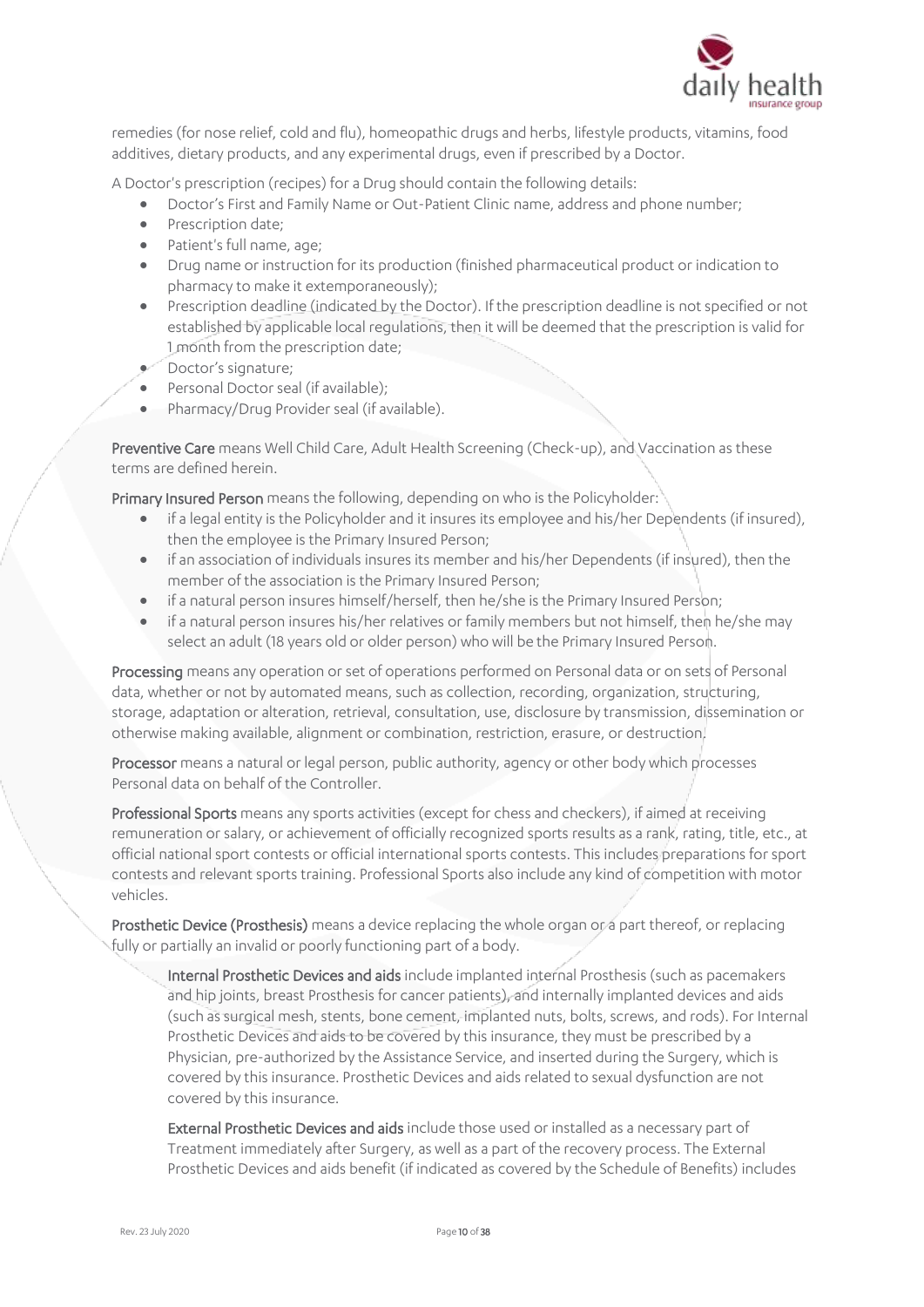remedies (for nose relief, cold and flu), homeopathic drugs and herbs, lifestyle products, vitamins, food additives, dietary products, and any experimental drugs, even if prescribed by a Doctor.

A Doctor's prescription (recipes) for a Drug should contain the following details:

- Doctor's First and Family Name or Out-Patient Clinic name, address and phone number;
- Prescription date;
- Patient's full name, age;
- Drug name or instruction for its production (finished pharmaceutical product or indication to pharmacy to make it extemporaneously);
- Prescription deadline (indicated by the Doctor). If the prescription deadline is not specified or not established by applicable local regulations, then it will be deemed that the prescription is valid for 1 month from the prescription date;
- Doctor's signature;
- Personal Doctor seal (if available);
- Pharmacy/Drug Provider seal (if available).

**Preventive Care** means Well Child Care, Adult Health Screening (Check-up), and Vaccination as these terms are defined herein.

**Primary Insured Person** means the following, depending on who is the Policyholder:

- if a legal entity is the Policyholder and it insures its employee and his/her Dependents (if insured), then the employee is the Primary Insured Person;
- if an association of individuals insures its member and his/her Dependents (if insured), then the member of the association is the Primary Insured Person;
- if a natural person insures himself/herself, then he/she is the Primary Insured Person;
- if a natural person insures his/her relatives or family members but not himself, then he/she may select an adult (18 years old or older person) who will be the Primary Insured Person.

**Processing** means any operation or set of operations performed on Personal data or on sets of Personal data, whether or not by automated means, such as collection, recording, organization, structuring, storage, adaptation or alteration, retrieval, consultation, use, disclosure by transmission, dissemination or otherwise making available, alignment or combination, restriction, erasure, or destruction.

**Processor** means a natural or legal person, public authority, agency or other body which processes Personal data on behalf of the Controller.

**Professional Sports** means any sports activities (except for chess and checkers), if aimed at receiving remuneration or salary, or achievement of officially recognized sports results as a rank, rating, title, etc., at official national sport contests or official international sports contests. This includes preparations for sport contests and relevant sports training. Professional Sports also include any kind of competition with motor vehicles.

**Prosthetic Device (Prosthesis)** means a device replacing the whole organ or a part thereof, or replacing fully or partially an invalid or poorly functioning part of a body.

**Internal Prosthetic Devices and aids** include implanted internal Prosthesis (such as pacemakers and hip joints, breast Prosthesis for cancer patients), and internally implanted devices and aids (such as surgical mesh, stents, bone cement, implanted nuts, bolts, screws, and rods). For Internal Prosthetic Devices and aids to be covered by this insurance, they must be prescribed by a Physician, pre-authorized by the Assistance Service, and inserted during the Surgery, which is covered by this insurance. Prosthetic Devices and aids related to sexual dysfunction are not covered by this insurance.

**External Prosthetic Devices and aids** include those used or installed as a necessary part of Treatment immediately after Surgery, as well as a part of the recovery process. The External Prosthetic Devices and aids benefit (if indicated as covered by the Schedule of Benefits) includes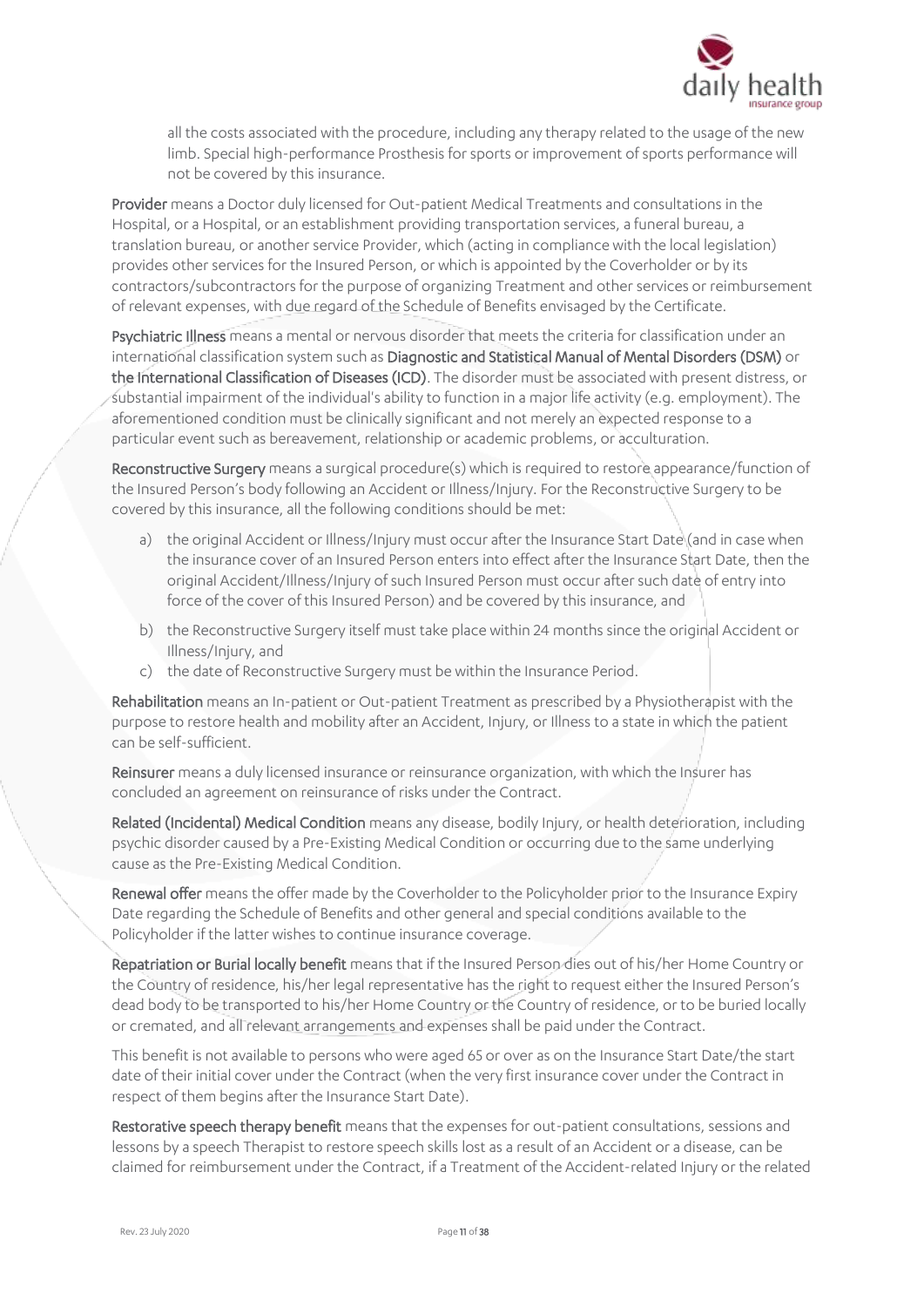all the costs associated with the procedure, including any therapy related to the usage of the new limb. Special high-performance Prosthesis for sports or improvement of sports performance will not be covered by this insurance.

**Provider** means a Doctor duly licensed for Out-patient Medical Treatments and consultations in the Hospital, or a Hospital, or an establishment providing transportation services, a funeral bureau, a translation bureau, or another service Provider, which (acting in compliance with the local legislation) provides other services for the Insured Person, or which is appointed by the Coverholder or by its contractors/subcontractors for the purpose of organizing Treatment and other services or reimbursement of relevant expenses, with due regard of the Schedule of Benefits envisaged by the Certificate.

**Psychiatric Illness** means a mental or nervous disorder that meets the criteria for classification under an international classification system such as **Diagnostic and Statistical Manual of Mental Disorders (DSM)** or **the International Classification of Diseases (ICD)**. The disorder must be associated with present distress, or substantial impairment of the individual's ability to function in a major life activity (e.g. employment). The aforementioned condition must be clinically significant and not merely an expected response to a particular event such as bereavement, relationship or academic problems, or acculturation.

**Reconstructive Surgery** means a surgical procedure(s) which is required to restore appearance/function of the Insured Person's body following an Accident or Illness/Injury. For the Reconstructive Surgery to be covered by this insurance, all the following conditions should be met:

a) the original Accident or Illness/Injury must occur after the Insurance Start Date (and in case when the insurance cover of an Insured Person enters into effect after the Insurance Start Date, then the original Accident/Illness/Injury of such Insured Person must occur after such date of entry into force of the cover of this Insured Person) and be covered by this insurance, and

b) the Reconstructive Surgery itself must take place within 24 months since the original Accident or Illness/Injury, and

c) the date of Reconstructive Surgery must be within the Insurance Period.

**Rehabilitation** means an In-patient or Out-patient Treatment as prescribed by a Physiotherapist with the purpose to restore health and mobility after an Accident, Injury, or Illness to a state in which the patient can be self-sufficient.

**Reinsurer** means a duly licensed insurance or reinsurance organization, with which the Insurer has concluded an agreement on reinsurance of risks under the Contract.

**Related (Incidental) Medical Condition** means any disease, bodily Injury, or health deterioration, including psychic disorder caused by a Pre-Existing Medical Condition or occurring due to the same underlying cause as the Pre-Existing Medical Condition.

**Renewal offer** means the offer made by the Coverholder to the Policyholder prior to the Insurance Expiry Date regarding the Schedule of Benefits and other general and special conditions available to the Policyholder if the latter wishes to continue insurance coverage.

**Repatriation or Burial locally benefit** means that if the Insured Person dies out of his/her Home Country or the Country of residence, his/her legal representative has the right to request either the Insured Person's dead body to be transported to his/her Home Country or the Country of residence, or to be buried locally or cremated, and all relevant arrangements and expenses shall be paid under the Contract.

This benefit is not available to persons who were aged 65 or over as on the Insurance Start Date/the start date of their initial cover under the Contract (when the very first insurance cover under the Contract in respect of them begins after the Insurance Start Date).

**Restorative speech therapy benefit** means that the expenses for out-patient consultations, sessions and lessons by a speech Therapist to restore speech skills lost as a result of an Accident or a disease, can be claimed for reimbursement under the Contract, if a Treatment of the Accident-related Injury or the related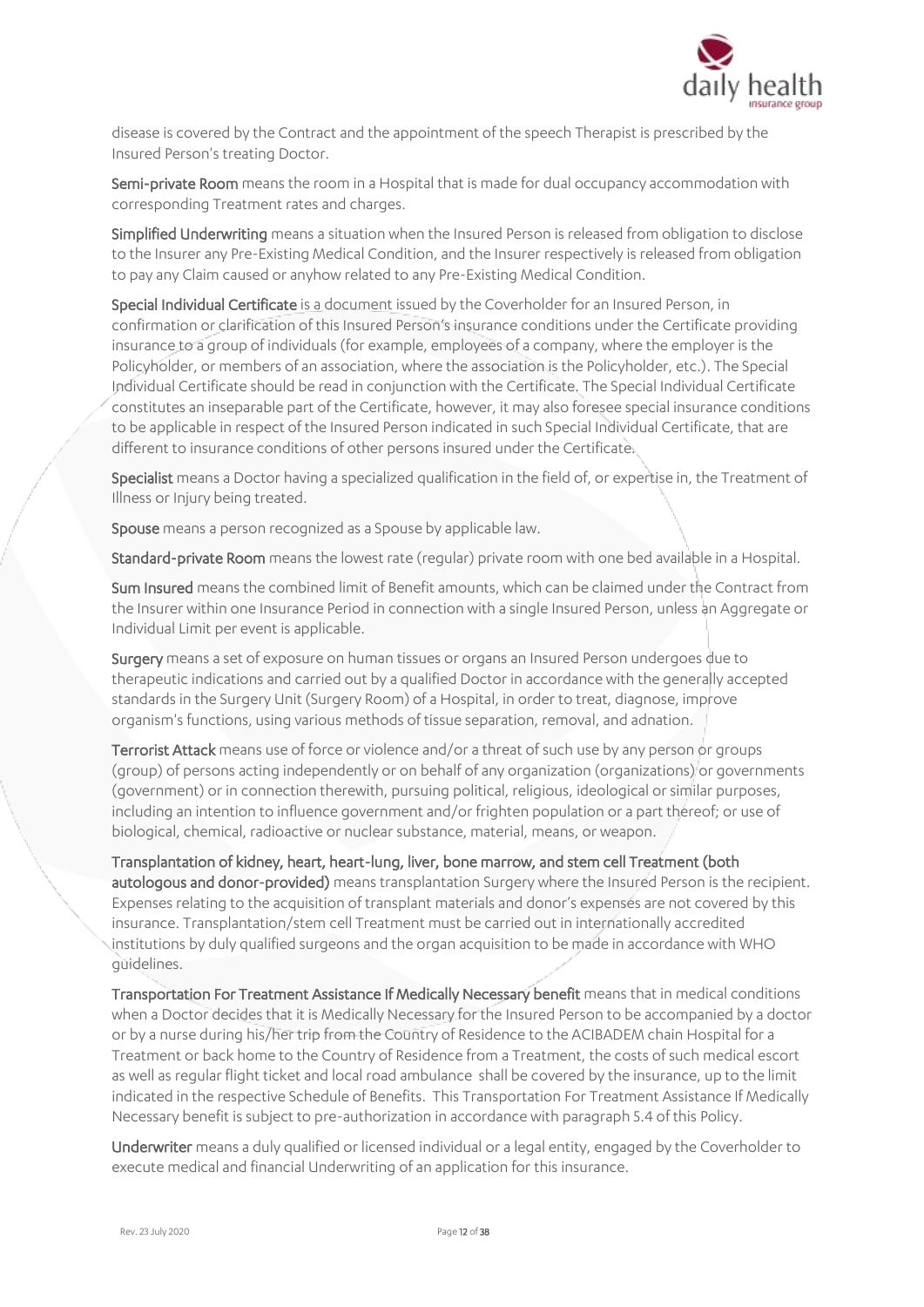disease is covered by the Contract and the appointment of the speech Therapist is prescribed by the Insured Person's treating Doctor.

**Semi-private Room** means the room in a Hospital that is made for dual occupancy accommodation with corresponding Treatment rates and charges.

**Simplified Underwriting** means a situation when the Insured Person is released from obligation to disclose to the Insurer any Pre-Existing Medical Condition, and the Insurer respectively is released from obligation to pay any Claim caused or anyhow related to any Pre-Existing Medical Condition.

**Special Individual Certificate** is a document issued by the Coverholder for an Insured Person, in confirmation or clarification of this Insured Person's insurance conditions under the Certificate providing insurance to a group of individuals (for example, employees of a company, where the employer is the Policyholder, or members of an association, where the association is the Policyholder, etc.). The Special Individual Certificate should be read in conjunction with the Certificate. The Special Individual Certificate constitutes an inseparable part of the Certificate, however, it may also foresee special insurance conditions to be applicable in respect of the Insured Person indicated in such Special Individual Certificate, that are different to insurance conditions of other persons insured under the Certificate.

**Specialist** means a Doctor having a specialized qualification in the field of, or expertise in, the Treatment of Illness or Injury being treated.

**Spouse** means a person recognized as a Spouse by applicable law.

**Standard-private Room** means the lowest rate (regular) private room with one bed available in a Hospital.

**Sum Insured** means the combined limit of Benefit amounts, which can be claimed under the Contract from the Insurer within one Insurance Period in connection with a single Insured Person, unless an Aggregate or Individual Limit per event is applicable.

**Surgery** means a set of exposure on human tissues or organs an Insured Person undergoes due to therapeutic indications and carried out by a qualified Doctor in accordance with the generally accepted standards in the Surgery Unit (Surgery Room) of a Hospital, in order to treat, diagnose, improve organism's functions, using various methods of tissue separation, removal, and adnation.

**Terrorist Attack** means use of force or violence and/or a threat of such use by any person or groups (group) of persons acting independently or on behalf of any organization (organizations) or governments (government) or in connection therewith, pursuing political, religious, ideological or similar purposes, including an intention to influence government and/or frighten population or a part thereof; or use of biological, chemical, radioactive or nuclear substance, material, means, or weapon.

**Transplantation of kidney, heart, heart-lung, liver, bone marrow, and stem cell Treatment (both autologous and donor-provided)** means transplantation Surgery where the Insured Person is the recipient. Expenses relating to the acquisition of transplant materials and donor's expenses are not covered by this insurance. Transplantation/stem cell Treatment must be carried out in internationally accredited institutions by duly qualified surgeons and the organ acquisition to be made in accordance with WHO guidelines.

**Transportation For Treatment Assistance If Medically Necessary benefit** means that in medical conditions when a Doctor decides that it is Medically Necessary for the Insured Person to be accompanied by a doctor or by a nurse during his/her trip from the Country of Residence to the ACIBADEM chain Hospital for a Treatment or back home to the Country of Residence from a Treatment, the costs of such medical escort as well as regular flight ticket and local road ambulance shall be covered by the insurance, up to the limit indicated in the respective Schedule of Benefits. This Transportation For Treatment Assistance If Medically Necessary benefit is subject to pre-authorization in accordance with paragraph 5.4 of this Policy.

**Underwriter** means a duly qualified or licensed individual or a legal entity, engaged by the Coverholder to execute medical and financial Underwriting of an application for this insurance.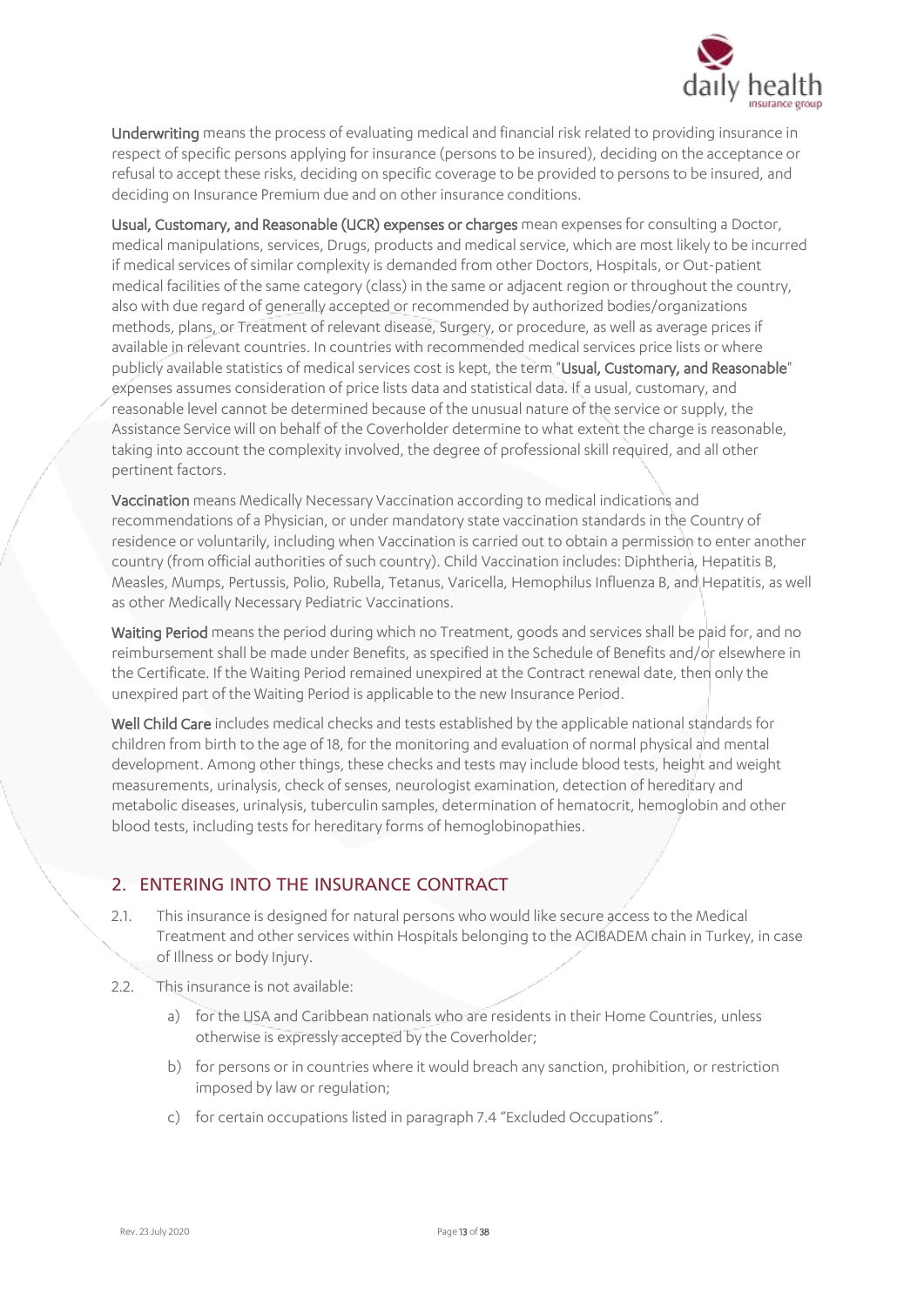**Underwriting** means the process of evaluating medical and financial risk related to providing insurance in respect of specific persons applying for insurance (persons to be insured), deciding on the acceptance or refusal to accept these risks, deciding on specific coverage to be provided to persons to be insured, and deciding on Insurance Premium due and on other insurance conditions.

**Usual, Customary, and Reasonable (UCR) expenses or charges** mean expenses for consulting a Doctor, medical manipulations, services, Drugs, products and medical service, which are most likely to be incurred if medical services of similar complexity is demanded from other Doctors, Hospitals, or Out-patient medical facilities of the same category (class) in the same or adjacent region or throughout the country, also with due regard of generally accepted or recommended by authorized bodies/organizations methods, plans, or Treatment of relevant disease, Surgery, or procedure, as well as average prices if available in relevant countries. In countries with recommended medical services price lists or where publicly available statistics of medical services cost is kept, the term "**Usual, Customary, and Reasonable**" expenses assumes consideration of price lists data and statistical data. If a usual, customary, and reasonable level cannot be determined because of the unusual nature of the service or supply, the Assistance Service will on behalf of the Coverholder determine to what extent the charge is reasonable, taking into account the complexity involved, the degree of professional skill required, and all other pertinent factors.

**Vaccination** means Medically Necessary Vaccination according to medical indications and recommendations of a Physician, or under mandatory state vaccination standards in the Country of residence or voluntarily, including when Vaccination is carried out to obtain a permission to enter another country (from official authorities of such country). Child Vaccination includes: Diphtheria, Hepatitis B, Measles, Mumps, Pertussis, Polio, Rubella, Tetanus, Varicella, Hemophilus Influenza B, and Hepatitis, as well as other Medically Necessary Pediatric Vaccinations.

**Waiting Period** means the period during which no Treatment, goods and services shall be paid for, and no reimbursement shall be made under Benefits, as specified in the Schedule of Benefits and/or elsewhere in the Certificate. If the Waiting Period remained unexpired at the Contract renewal date, then only the unexpired part of the Waiting Period is applicable to the new Insurance Period.

**Well Child Care** includes medical checks and tests established by the applicable national standards for children from birth to the age of 18, for the monitoring and evaluation of normal physical and mental development. Among other things, these checks and tests may include blood tests, height and weight measurements, urinalysis, check of senses, neurologist examination, detection of hereditary and metabolic diseases, urinalysis, tuberculin samples, determination of hematocrit, hemoglobin and other blood tests, including tests for hereditary forms of hemoglobinopathies.

## 2. ENTERING INTO THE INSURANCE CONTRACT

2.1. This insurance is designed for natural persons who would like secure access to the Medical Treatment and other services within Hospitals belonging to the ACIBADEM chain in Turkey, in case of Illness or body Injury.

2.2. This insurance is not available:

a) for the USA and Caribbean nationals who are residents in their Home Countries, unless otherwise is expressly accepted by the Coverholder;

b) for persons or in countries where it would breach any sanction, prohibition, or restriction imposed by law or regulation;

c) for certain occupations listed in paragraph 7.4 "Excluded Occupations".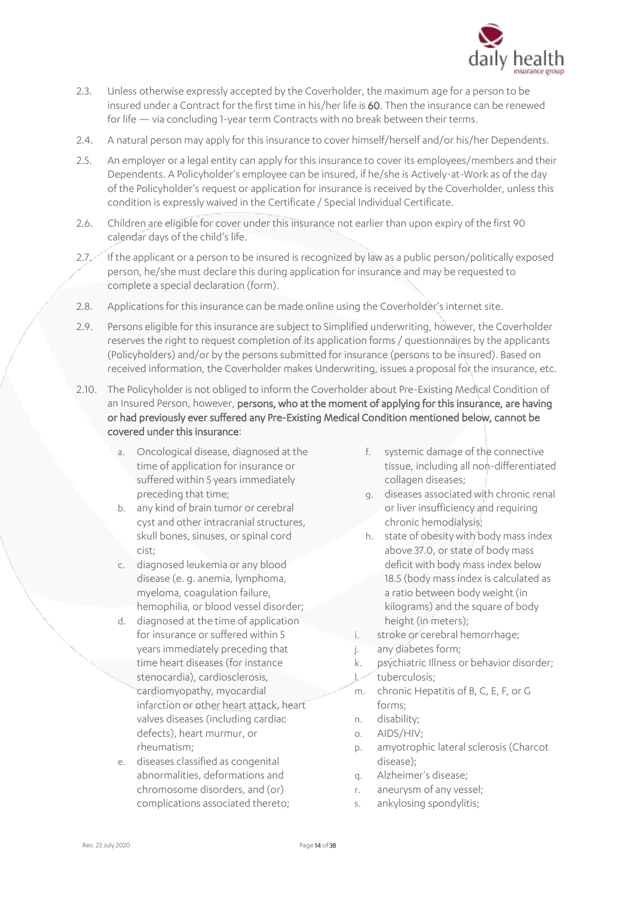2.3. Unless otherwise expressly accepted by the Coverholder, the maximum age for a person to be insured under a Contract for the first time in his/her life is **60**. Then the insurance can be renewed for life — via concluding 1-year term Contracts with no break between their terms.

2.4. A natural person may apply for this insurance to cover himself/herself and/or his/her Dependents.

2.5. An employer or a legal entity can apply for this insurance to cover its employees/members and their Dependents. A Policyholder's employee can be insured, if he/she is Actively-at-Work as of the day of the Policyholder's request or application for insurance is received by the Coverholder, unless this condition is expressly waived in the Certificate / Special Individual Certificate.

2.6. Children are eligible for cover under this insurance not earlier than upon expiry of the first 90 calendar days of the child's life.

2.7. If the applicant or a person to be insured is recognized by law as a public person/politically exposed person, he/she must declare this during application for insurance and may be requested to complete a special declaration (form).

2.8. Applications for this insurance can be made online using the Coverholder's internet site.

2.9. Persons eligible for this insurance are subject to Simplified underwriting, however, the Coverholder reserves the right to request completion of its application forms / questionnaires by the applicants (Policyholders) and/or by the persons submitted for insurance (persons to be insured). Based on received information, the Coverholder makes Underwriting, issues a proposal for the insurance, etc.

2.10. The Policyholder is not obliged to inform the Coverholder about Pre-Existing Medical Condition of an Insured Person, however, **persons, who at the moment of applying for this insurance, are having or had previously ever suffered any Pre-Existing Medical Condition mentioned below, cannot be covered under this insurance**:

a. Oncological disease, diagnosed at the time of application for insurance or suffered within 5 years immediately preceding that time;

b. any kind of brain tumor or cerebral cyst and other intracranial structures, skull bones, sinuses, or spinal cord cist;

c. diagnosed leukemia or any blood disease (e. g. anemia, lymphoma, myeloma, coagulation failure, hemophilia, or blood vessel disorder;

d. diagnosed at the time of application for insurance or suffered within 5 years immediately preceding that time heart diseases (for instance stenocardia), cardiosclerosis, cardiomyopathy, myocardial infarction or other heart attack, heart valves diseases (including cardiac defects), heart murmur, or rheumatism;

e. diseases classified as congenital abnormalities, deformations and chromosome disorders, and (or) complications associated thereto;

f. systemic damage of the connective tissue, including all non-differentiated collagen diseases;

g. diseases associated with chronic renal or liver insufficiency and requiring chronic hemodialysis;

h. state of obesity with body mass index above 37.0, or state of body mass deficit with body mass index below 18.5 (body mass index is calculated as a ratio between body weight (in kilograms) and the square of body height (in meters);

i. stroke or cerebral hemorrhage;

j. any diabetes form;

k. psychiatric Illness or behavior disorder;

l. tuberculosis;

m. chronic Hepatitis of B, C, E, F, or G forms;

n. disability;

o. AIDS/HIV;

p. amyotrophic lateral sclerosis (Charcot disease);

q. Alzheimer's disease;

r. aneurysm of any vessel;

s. ankylosing spondylitis;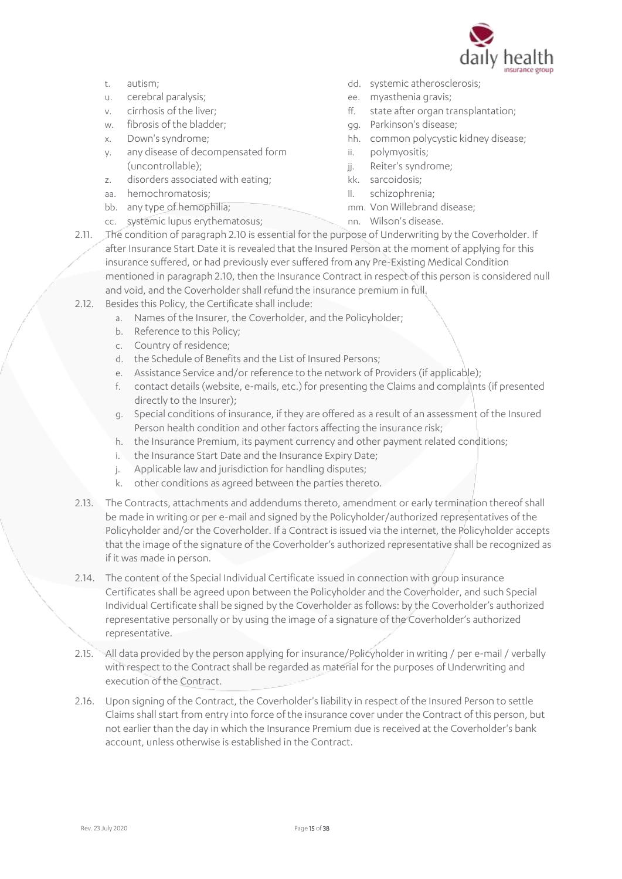t. autism;
u. cerebral paralysis;
v. cirrhosis of the liver;
w. fibrosis of the bladder;
x. Down's syndrome;
y. any disease of decompensated form (uncontrollable);
z. disorders associated with eating;
aa. hemochromatosis;
bb. any type of hemophilia;
cc. systemic lupus erythematosus;
dd. systemic atherosclerosis;
ee. myasthenia gravis;
ff. state after organ transplantation;
gg. Parkinson's disease;
hh. common polycystic kidney disease;
ii. polymyositis;
jj. Reiter's syndrome;
kk. sarcoidosis;
ll. schizophrenia;
mm. Von Willebrand disease;
nn. Wilson's disease.

2.11. The condition of paragraph 2.10 is essential for the purpose of Underwriting by the Coverholder. If after Insurance Start Date it is revealed that the Insured Person at the moment of applying for this insurance suffered, or had previously ever suffered from any Pre-Existing Medical Condition mentioned in paragraph 2.10, then the Insurance Contract in respect of this person is considered null and void, and the Coverholder shall refund the insurance premium in full.

2.12. Besides this Policy, the Certificate shall include:

a. Names of the Insurer, the Coverholder, and the Policyholder;
b. Reference to this Policy;
c. Country of residence;
d. the Schedule of Benefits and the List of Insured Persons;
e. Assistance Service and/or reference to the network of Providers (if applicable);
f. contact details (website, e-mails, etc.) for presenting the Claims and complaints (if presented directly to the Insurer);
g. Special conditions of insurance, if they are offered as a result of an assessment of the Insured Person health condition and other factors affecting the insurance risk;
h. the Insurance Premium, its payment currency and other payment related conditions;
i. the Insurance Start Date and the Insurance Expiry Date;
j. Applicable law and jurisdiction for handling disputes;
k. other conditions as agreed between the parties thereto.

2.13. The Contracts, attachments and addendums thereto, amendment or early termination thereof shall be made in writing or per e-mail and signed by the Policyholder/authorized representatives of the Policyholder and/or the Coverholder. If a Contract is issued via the internet, the Policyholder accepts that the image of the signature of the Coverholder's authorized representative shall be recognized as if it was made in person.

2.14. The content of the Special Individual Certificate issued in connection with group insurance Certificates shall be agreed upon between the Policyholder and the Coverholder, and such Special Individual Certificate shall be signed by the Coverholder as follows: by the Coverholder's authorized representative personally or by using the image of a signature of the Coverholder's authorized representative.

2.15. All data provided by the person applying for insurance/Policyholder in writing / per e-mail / verbally with respect to the Contract shall be regarded as material for the purposes of Underwriting and execution of the Contract.

2.16. Upon signing of the Contract, the Coverholder's liability in respect of the Insured Person to settle Claims shall start from entry into force of the insurance cover under the Contract of this person, but not earlier than the day in which the Insurance Premium due is received at the Coverholder's bank account, unless otherwise is established in the Contract.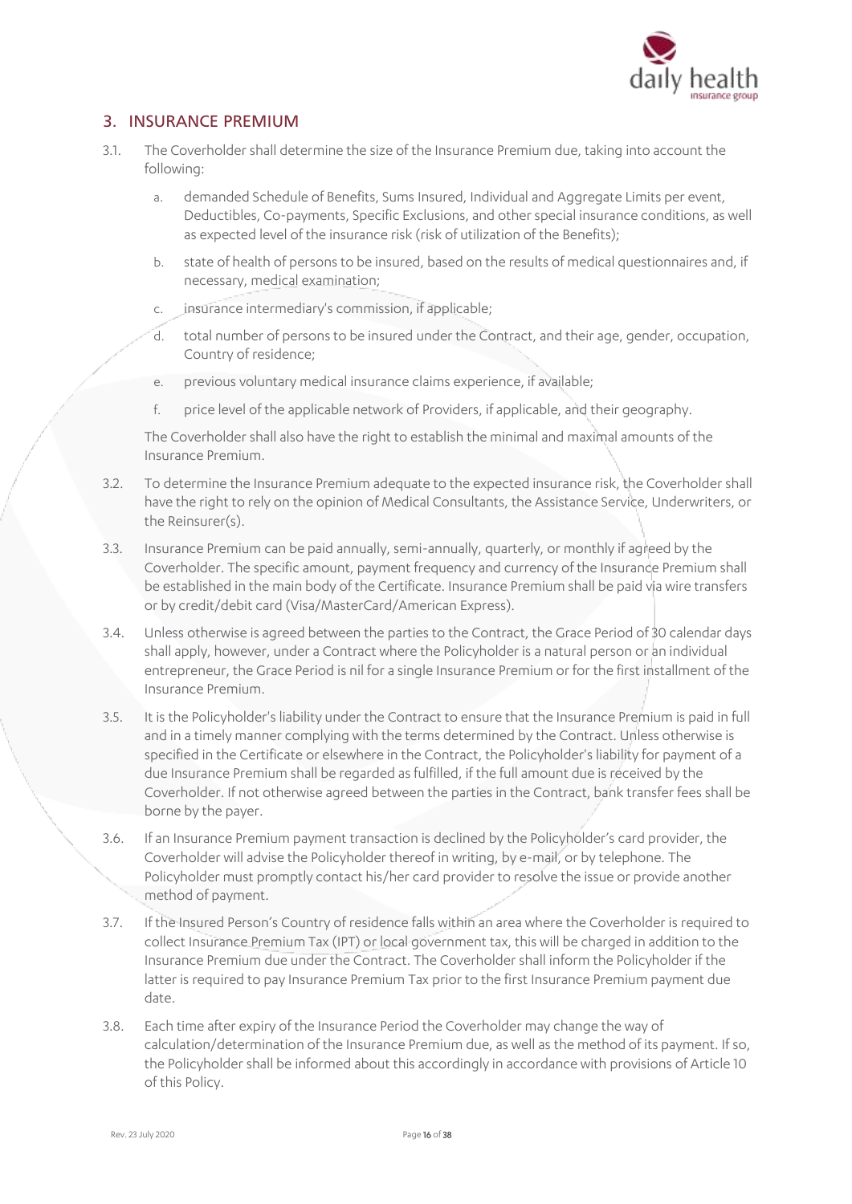## 3. INSURANCE PREMIUM

3.1. The Coverholder shall determine the size of the Insurance Premium due, taking into account the following:

a. demanded Schedule of Benefits, Sums Insured, Individual and Aggregate Limits per event, Deductibles, Co-payments, Specific Exclusions, and other special insurance conditions, as well as expected level of the insurance risk (risk of utilization of the Benefits);

b. state of health of persons to be insured, based on the results of medical questionnaires and, if necessary, medical examination;

c. insurance intermediary's commission, if applicable;

d. total number of persons to be insured under the Contract, and their age, gender, occupation, Country of residence;

e. previous voluntary medical insurance claims experience, if available;

f. price level of the applicable network of Providers, if applicable, and their geography.

The Coverholder shall also have the right to establish the minimal and maximal amounts of the Insurance Premium.

3.2. To determine the Insurance Premium adequate to the expected insurance risk, the Coverholder shall have the right to rely on the opinion of Medical Consultants, the Assistance Service, Underwriters, or the Reinsurer(s).

3.3. Insurance Premium can be paid annually, semi-annually, quarterly, or monthly if agreed by the Coverholder. The specific amount, payment frequency and currency of the Insurance Premium shall be established in the main body of the Certificate. Insurance Premium shall be paid via wire transfers or by credit/debit card (Visa/MasterCard/American Express).

3.4. Unless otherwise is agreed between the parties to the Contract, the Grace Period of 30 calendar days shall apply, however, under a Contract where the Policyholder is a natural person or an individual entrepreneur, the Grace Period is nil for a single Insurance Premium or for the first installment of the Insurance Premium.

3.5. It is the Policyholder's liability under the Contract to ensure that the Insurance Premium is paid in full and in a timely manner complying with the terms determined by the Contract. Unless otherwise is specified in the Certificate or elsewhere in the Contract, the Policyholder's liability for payment of a due Insurance Premium shall be regarded as fulfilled, if the full amount due is received by the Coverholder. If not otherwise agreed between the parties in the Contract, bank transfer fees shall be borne by the payer.

3.6. If an Insurance Premium payment transaction is declined by the Policyholder's card provider, the Coverholder will advise the Policyholder thereof in writing, by e-mail, or by telephone. The Policyholder must promptly contact his/her card provider to resolve the issue or provide another method of payment.

3.7. If the Insured Person's Country of residence falls within an area where the Coverholder is required to collect Insurance Premium Tax (IPT) or local government tax, this will be charged in addition to the Insurance Premium due under the Contract. The Coverholder shall inform the Policyholder if the latter is required to pay Insurance Premium Tax prior to the first Insurance Premium payment due date.

3.8. Each time after expiry of the Insurance Period the Coverholder may change the way of calculation/determination of the Insurance Premium due, as well as the method of its payment. If so, the Policyholder shall be informed about this accordingly in accordance with provisions of Article 10 of this Policy.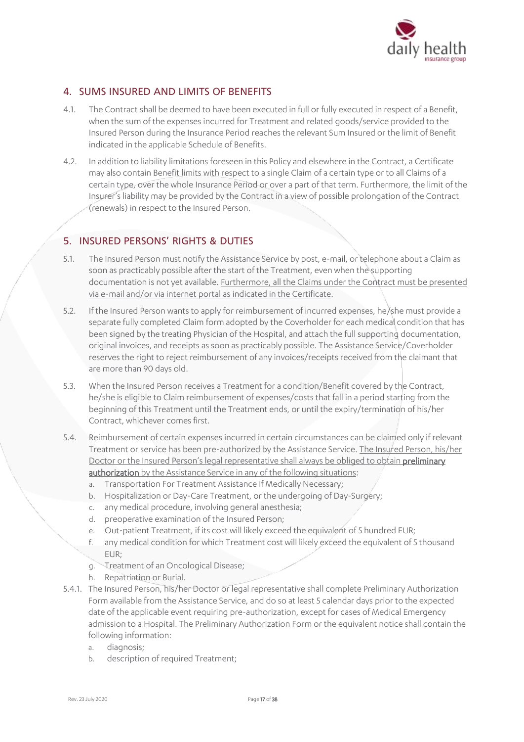## 4. SUMS INSURED AND LIMITS OF BENEFITS

4.1. The Contract shall be deemed to have been executed in full or fully executed in respect of a Benefit, when the sum of the expenses incurred for Treatment and related goods/service provided to the Insured Person during the Insurance Period reaches the relevant Sum Insured or the limit of Benefit indicated in the applicable Schedule of Benefits.

4.2. In addition to liability limitations foreseen in this Policy and elsewhere in the Contract, a Certificate may also contain Benefit limits with respect to a single Claim of a certain type or to all Claims of a certain type, over the whole Insurance Period or over a part of that term. Furthermore, the limit of the Insurer's liability may be provided by the Contract in a view of possible prolongation of the Contract (renewals) in respect to the Insured Person.

## 5. INSURED PERSONS' RIGHTS & DUTIES

5.1. The Insured Person must notify the Assistance Service by post, e-mail, or telephone about a Claim as soon as practicably possible after the start of the Treatment, even when the supporting documentation is not yet available. <u>Furthermore, all the Claims under the Contract must be presented via e-mail and/or via internet portal as indicated in the Certificate</u>.

5.2. If the Insured Person wants to apply for reimbursement of incurred expenses, he/she must provide a separate fully completed Claim form adopted by the Coverholder for each medical condition that has been signed by the treating Physician of the Hospital, and attach the full supporting documentation, original invoices, and receipts as soon as practicably possible. The Assistance Service/Coverholder reserves the right to reject reimbursement of any invoices/receipts received from the claimant that are more than 90 days old.

5.3. When the Insured Person receives a Treatment for a condition/Benefit covered by the Contract, he/she is eligible to Claim reimbursement of expenses/costs that fall in a period starting from the beginning of this Treatment until the Treatment ends, or until the expiry/termination of his/her Contract, whichever comes first.

5.4. Reimbursement of certain expenses incurred in certain circumstances can be claimed only if relevant Treatment or service has been pre-authorized by the Assistance Service. <u>The Insured Person, his/her Doctor or the Insured Person's legal representative shall always be obliged to obtain **preliminary authorization** by the Assistance Service in any of the following situations</u>:

a. Transportation For Treatment Assistance If Medically Necessary;
b. Hospitalization or Day-Care Treatment, or the undergoing of Day-Surgery;
c. any medical procedure, involving general anesthesia;
d. preoperative examination of the Insured Person;
e. Out-patient Treatment, if its cost will likely exceed the equivalent of 5 hundred EUR;
f. any medical condition for which Treatment cost will likely exceed the equivalent of 5 thousand EUR;
g. Treatment of an Oncological Disease;
h. Repatriation or Burial.

5.4.1. The Insured Person, his/her Doctor or legal representative shall complete Preliminary Authorization Form available from the Assistance Service, and do so at least 5 calendar days prior to the expected date of the applicable event requiring pre-authorization, except for cases of Medical Emergency admission to a Hospital. The Preliminary Authorization Form or the equivalent notice shall contain the following information:

a. diagnosis;
b. description of required Treatment;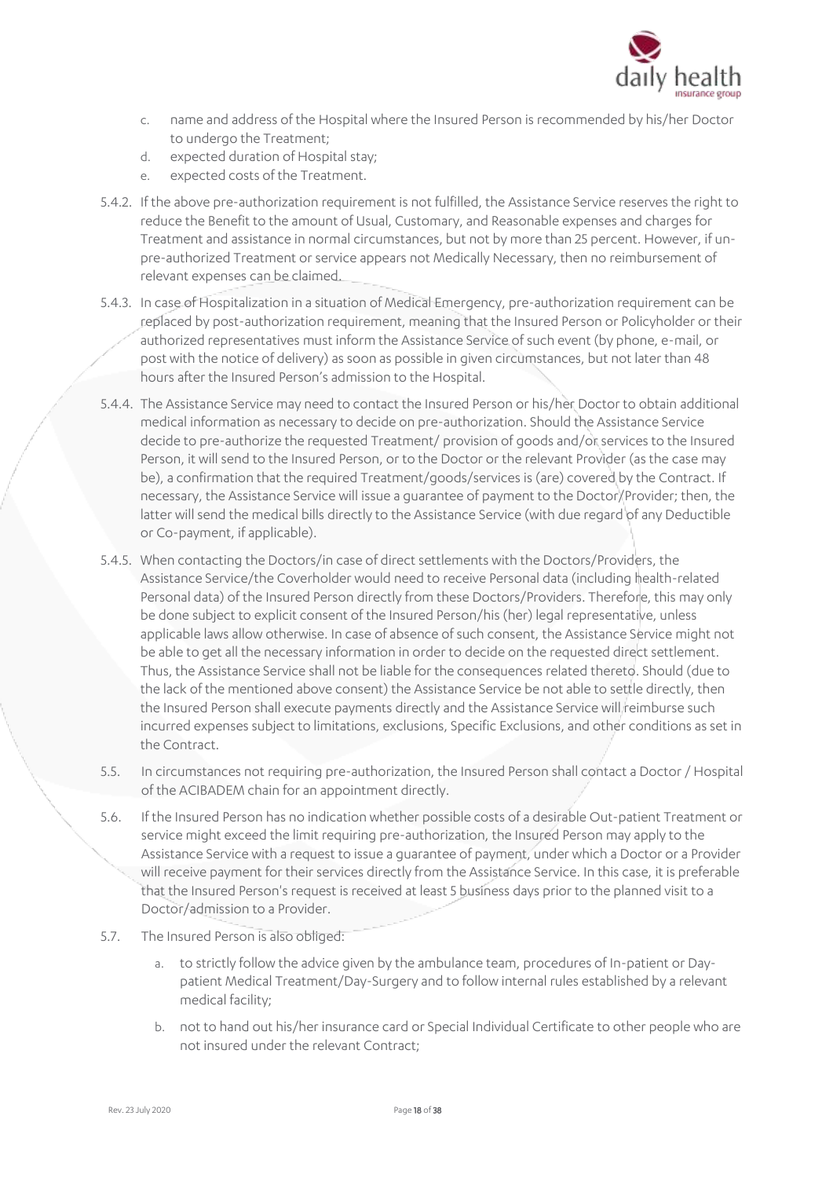c. name and address of the Hospital where the Insured Person is recommended by his/her Doctor to undergo the Treatment;
d. expected duration of Hospital stay;
e. expected costs of the Treatment.

5.4.2. If the above pre-authorization requirement is not fulfilled, the Assistance Service reserves the right to reduce the Benefit to the amount of Usual, Customary, and Reasonable expenses and charges for Treatment and assistance in normal circumstances, but not by more than 25 percent. However, if un-pre-authorized Treatment or service appears not Medically Necessary, then no reimbursement of relevant expenses can be claimed.

5.4.3. In case of Hospitalization in a situation of Medical Emergency, pre-authorization requirement can be replaced by post-authorization requirement, meaning that the Insured Person or Policyholder or their authorized representatives must inform the Assistance Service of such event (by phone, e-mail, or post with the notice of delivery) as soon as possible in given circumstances, but not later than 48 hours after the Insured Person's admission to the Hospital.

5.4.4. The Assistance Service may need to contact the Insured Person or his/her Doctor to obtain additional medical information as necessary to decide on pre-authorization. Should the Assistance Service decide to pre-authorize the requested Treatment/ provision of goods and/or services to the Insured Person, it will send to the Insured Person, or to the Doctor or the relevant Provider (as the case may be), a confirmation that the required Treatment/goods/services is (are) covered by the Contract. If necessary, the Assistance Service will issue a guarantee of payment to the Doctor/Provider; then, the latter will send the medical bills directly to the Assistance Service (with due regard of any Deductible or Co-payment, if applicable).

5.4.5. When contacting the Doctors/in case of direct settlements with the Doctors/Providers, the Assistance Service/the Coverholder would need to receive Personal data (including health-related Personal data) of the Insured Person directly from these Doctors/Providers. Therefore, this may only be done subject to explicit consent of the Insured Person/his (her) legal representative, unless applicable laws allow otherwise. In case of absence of such consent, the Assistance Service might not be able to get all the necessary information in order to decide on the requested direct settlement. Thus, the Assistance Service shall not be liable for the consequences related thereto. Should (due to the lack of the mentioned above consent) the Assistance Service be not able to settle directly, then the Insured Person shall execute payments directly and the Assistance Service will reimburse such incurred expenses subject to limitations, exclusions, Specific Exclusions, and other conditions as set in the Contract.

5.5. In circumstances not requiring pre-authorization, the Insured Person shall contact a Doctor / Hospital of the ACIBADEM chain for an appointment directly.

5.6. If the Insured Person has no indication whether possible costs of a desirable Out-patient Treatment or service might exceed the limit requiring pre-authorization, the Insured Person may apply to the Assistance Service with a request to issue a guarantee of payment, under which a Doctor or a Provider will receive payment for their services directly from the Assistance Service. In this case, it is preferable that the Insured Person's request is received at least 5 business days prior to the planned visit to a Doctor/admission to a Provider.

5.7. The Insured Person is also obliged:

a. to strictly follow the advice given by the ambulance team, procedures of In-patient or Day-patient Medical Treatment/Day-Surgery and to follow internal rules established by a relevant medical facility;

b. not to hand out his/her insurance card or Special Individual Certificate to other people who are not insured under the relevant Contract;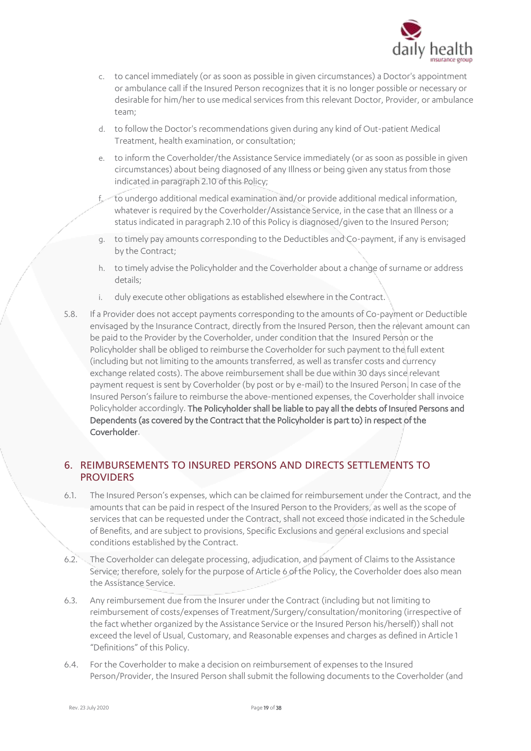c. to cancel immediately (or as soon as possible in given circumstances) a Doctor's appointment or ambulance call if the Insured Person recognizes that it is no longer possible or necessary or desirable for him/her to use medical services from this relevant Doctor, Provider, or ambulance team;

d. to follow the Doctor's recommendations given during any kind of Out-patient Medical Treatment, health examination, or consultation;

e. to inform the Coverholder/the Assistance Service immediately (or as soon as possible in given circumstances) about being diagnosed of any Illness or being given any status from those indicated in paragraph 2.10 of this Policy;

f. to undergo additional medical examination and/or provide additional medical information, whatever is required by the Coverholder/Assistance Service, in the case that an Illness or a status indicated in paragraph 2.10 of this Policy is diagnosed/given to the Insured Person;

g. to timely pay amounts corresponding to the Deductibles and Co-payment, if any is envisaged by the Contract;

h. to timely advise the Policyholder and the Coverholder about a change of surname or address details;

i. duly execute other obligations as established elsewhere in the Contract.

5.8. If a Provider does not accept payments corresponding to the amounts of Co-payment or Deductible envisaged by the Insurance Contract, directly from the Insured Person, then the relevant amount can be paid to the Provider by the Coverholder, under condition that the Insured Person or the Policyholder shall be obliged to reimburse the Coverholder for such payment to the full extent (including but not limiting to the amounts transferred, as well as transfer costs and currency exchange related costs). The above reimbursement shall be due within 30 days since relevant payment request is sent by Coverholder (by post or by e-mail) to the Insured Person. In case of the Insured Person's failure to reimburse the above-mentioned expenses, the Coverholder shall invoice Policyholder accordingly. **The Policyholder shall be liable to pay all the debts of Insured Persons and Dependents (as covered by the Contract that the Policyholder is part to) in respect of the Coverholder**.

## 6. REIMBURSEMENTS TO INSURED PERSONS AND DIRECTS SETTLEMENTS TO PROVIDERS

6.1. The Insured Person's expenses, which can be claimed for reimbursement under the Contract, and the amounts that can be paid in respect of the Insured Person to the Providers, as well as the scope of services that can be requested under the Contract, shall not exceed those indicated in the Schedule of Benefits, and are subject to provisions, Specific Exclusions and general exclusions and special conditions established by the Contract.

6.2. The Coverholder can delegate processing, adjudication, and payment of Claims to the Assistance Service; therefore, solely for the purpose of Article 6 of the Policy, the Coverholder does also mean the Assistance Service.

6.3. Any reimbursement due from the Insurer under the Contract (including but not limiting to reimbursement of costs/expenses of Treatment/Surgery/consultation/monitoring (irrespective of the fact whether organized by the Assistance Service or the Insured Person his/herself)) shall not exceed the level of Usual, Customary, and Reasonable expenses and charges as defined in Article 1 "Definitions" of this Policy.

6.4. For the Coverholder to make a decision on reimbursement of expenses to the Insured Person/Provider, the Insured Person shall submit the following documents to the Coverholder (and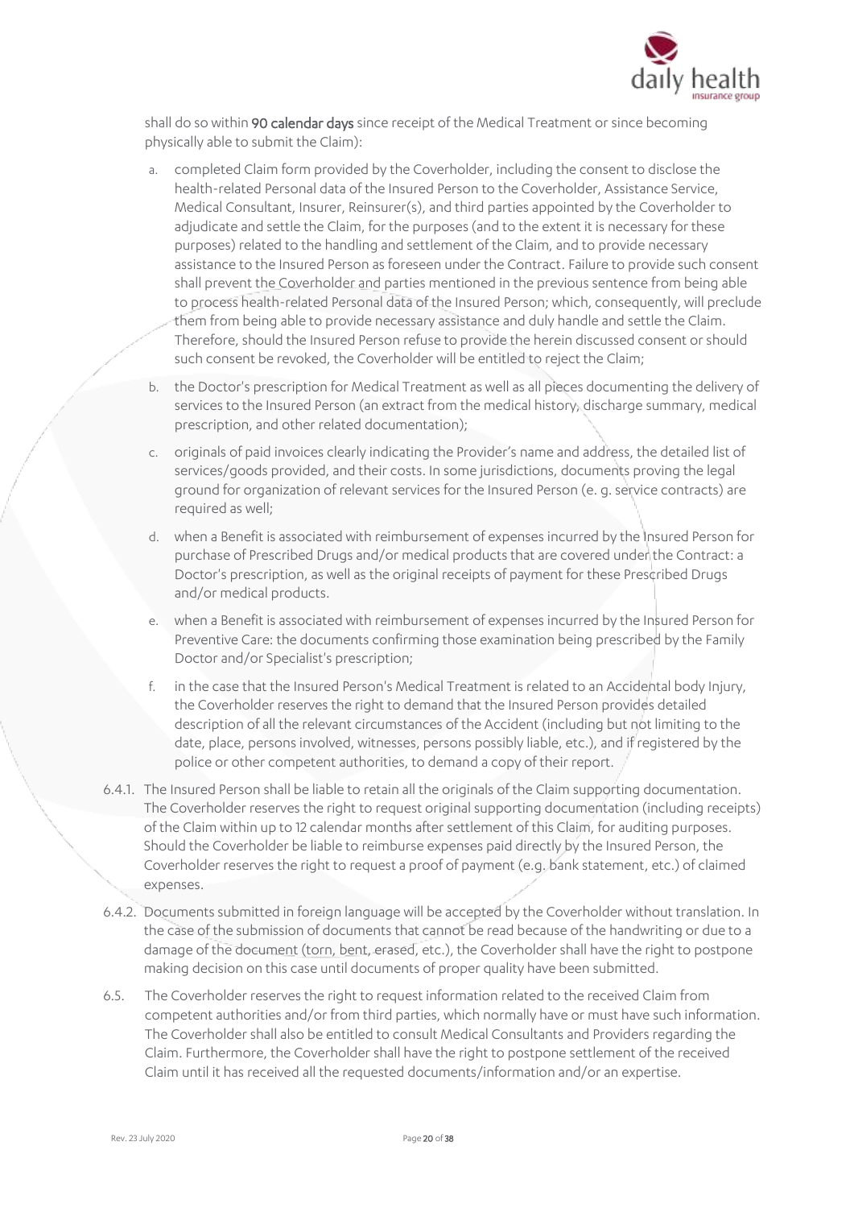shall do so within **90 calendar days** since receipt of the Medical Treatment or since becoming physically able to submit the Claim):

a. completed Claim form provided by the Coverholder, including the consent to disclose the health-related Personal data of the Insured Person to the Coverholder, Assistance Service, Medical Consultant, Insurer, Reinsurer(s), and third parties appointed by the Coverholder to adjudicate and settle the Claim, for the purposes (and to the extent it is necessary for these purposes) related to the handling and settlement of the Claim, and to provide necessary assistance to the Insured Person as foreseen under the Contract. Failure to provide such consent shall prevent the Coverholder and parties mentioned in the previous sentence from being able to process health-related Personal data of the Insured Person; which, consequently, will preclude them from being able to provide necessary assistance and duly handle and settle the Claim. Therefore, should the Insured Person refuse to provide the herein discussed consent or should such consent be revoked, the Coverholder will be entitled to reject the Claim;

b. the Doctor's prescription for Medical Treatment as well as all pieces documenting the delivery of services to the Insured Person (an extract from the medical history, discharge summary, medical prescription, and other related documentation);

c. originals of paid invoices clearly indicating the Provider's name and address, the detailed list of services/goods provided, and their costs. In some jurisdictions, documents proving the legal ground for organization of relevant services for the Insured Person (e. g. service contracts) are required as well;

d. when a Benefit is associated with reimbursement of expenses incurred by the Insured Person for purchase of Prescribed Drugs and/or medical products that are covered under the Contract: a Doctor's prescription, as well as the original receipts of payment for these Prescribed Drugs and/or medical products.

e. when a Benefit is associated with reimbursement of expenses incurred by the Insured Person for Preventive Care: the documents confirming those examination being prescribed by the Family Doctor and/or Specialist's prescription;

f. in the case that the Insured Person's Medical Treatment is related to an Accidental body Injury, the Coverholder reserves the right to demand that the Insured Person provides detailed description of all the relevant circumstances of the Accident (including but not limiting to the date, place, persons involved, witnesses, persons possibly liable, etc.), and if registered by the police or other competent authorities, to demand a copy of their report.

6.4.1. The Insured Person shall be liable to retain all the originals of the Claim supporting documentation. The Coverholder reserves the right to request original supporting documentation (including receipts) of the Claim within up to 12 calendar months after settlement of this Claim, for auditing purposes. Should the Coverholder be liable to reimburse expenses paid directly by the Insured Person, the Coverholder reserves the right to request a proof of payment (e.g. bank statement, etc.) of claimed expenses.

6.4.2. Documents submitted in foreign language will be accepted by the Coverholder without translation. In the case of the submission of documents that cannot be read because of the handwriting or due to a damage of the document (torn, bent, erased, etc.), the Coverholder shall have the right to postpone making decision on this case until documents of proper quality have been submitted.

6.5. The Coverholder reserves the right to request information related to the received Claim from competent authorities and/or from third parties, which normally have or must have such information. The Coverholder shall also be entitled to consult Medical Consultants and Providers regarding the Claim. Furthermore, the Coverholder shall have the right to postpone settlement of the received Claim until it has received all the requested documents/information and/or an expertise.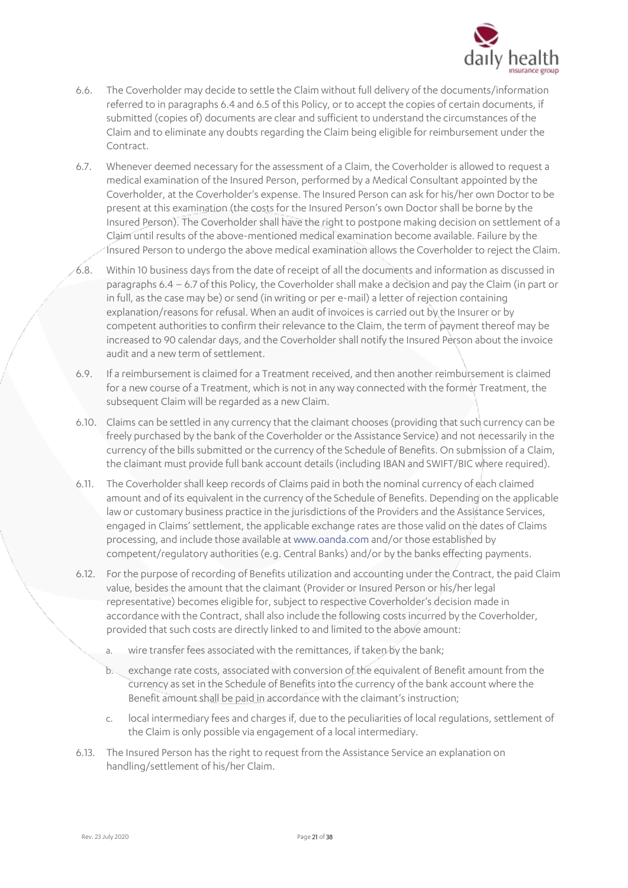6.6. The Coverholder may decide to settle the Claim without full delivery of the documents/information referred to in paragraphs 6.4 and 6.5 of this Policy, or to accept the copies of certain documents, if submitted (copies of) documents are clear and sufficient to understand the circumstances of the Claim and to eliminate any doubts regarding the Claim being eligible for reimbursement under the Contract.

6.7. Whenever deemed necessary for the assessment of a Claim, the Coverholder is allowed to request a medical examination of the Insured Person, performed by a Medical Consultant appointed by the Coverholder, at the Coverholder's expense. The Insured Person can ask for his/her own Doctor to be present at this examination (the costs for the Insured Person's own Doctor shall be borne by the Insured Person). The Coverholder shall have the right to postpone making decision on settlement of a Claim until results of the above-mentioned medical examination become available. Failure by the Insured Person to undergo the above medical examination allows the Coverholder to reject the Claim.

6.8. Within 10 business days from the date of receipt of all the documents and information as discussed in paragraphs 6.4 – 6.7 of this Policy, the Coverholder shall make a decision and pay the Claim (in part or in full, as the case may be) or send (in writing or per e-mail) a letter of rejection containing explanation/reasons for refusal. When an audit of invoices is carried out by the Insurer or by competent authorities to confirm their relevance to the Claim, the term of payment thereof may be increased to 90 calendar days, and the Coverholder shall notify the Insured Person about the invoice audit and a new term of settlement.

6.9. If a reimbursement is claimed for a Treatment received, and then another reimbursement is claimed for a new course of a Treatment, which is not in any way connected with the former Treatment, the subsequent Claim will be regarded as a new Claim.

6.10. Claims can be settled in any currency that the claimant chooses (providing that such currency can be freely purchased by the bank of the Coverholder or the Assistance Service) and not necessarily in the currency of the bills submitted or the currency of the Schedule of Benefits. On submission of a Claim, the claimant must provide full bank account details (including IBAN and SWIFT/BIC where required).

6.11. The Coverholder shall keep records of Claims paid in both the nominal currency of each claimed amount and of its equivalent in the currency of the Schedule of Benefits. Depending on the applicable law or customary business practice in the jurisdictions of the Providers and the Assistance Services, engaged in Claims' settlement, the applicable exchange rates are those valid on the dates of Claims processing, and include those available at www.oanda.com and/or those established by competent/regulatory authorities (e.g. Central Banks) and/or by the banks effecting payments.

6.12. For the purpose of recording of Benefits utilization and accounting under the Contract, the paid Claim value, besides the amount that the claimant (Provider or Insured Person or his/her legal representative) becomes eligible for, subject to respective Coverholder's decision made in accordance with the Contract, shall also include the following costs incurred by the Coverholder, provided that such costs are directly linked to and limited to the above amount:

a. wire transfer fees associated with the remittances, if taken by the bank;

b. exchange rate costs, associated with conversion of the equivalent of Benefit amount from the currency as set in the Schedule of Benefits into the currency of the bank account where the Benefit amount shall be paid in accordance with the claimant's instruction;

c. local intermediary fees and charges if, due to the peculiarities of local regulations, settlement of the Claim is only possible via engagement of a local intermediary.

6.13. The Insured Person has the right to request from the Assistance Service an explanation on handling/settlement of his/her Claim.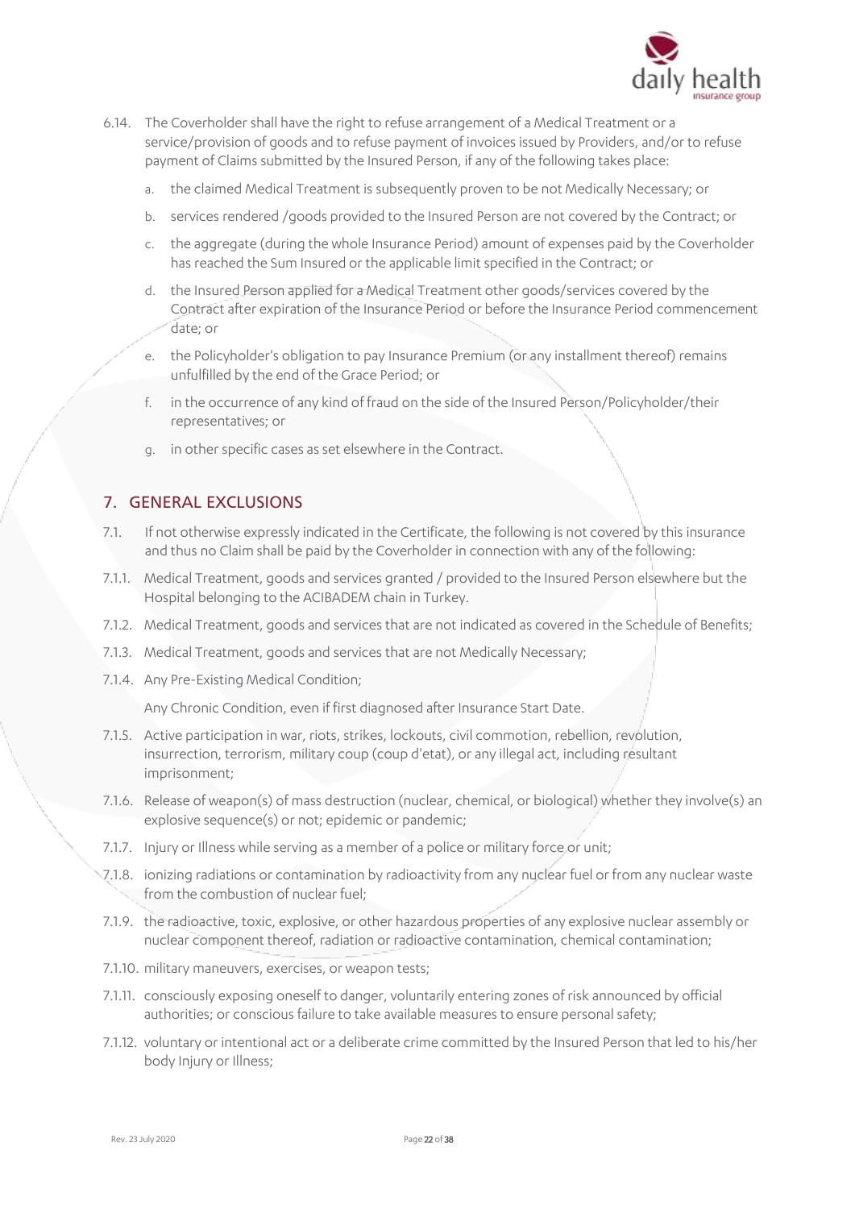6.14. The Coverholder shall have the right to refuse arrangement of a Medical Treatment or a service/provision of goods and to refuse payment of invoices issued by Providers, and/or to refuse payment of Claims submitted by the Insured Person, if any of the following takes place:

   a. the claimed Medical Treatment is subsequently proven to be not Medically Necessary; or

   b. services rendered /goods provided to the Insured Person are not covered by the Contract; or

   c. the aggregate (during the whole Insurance Period) amount of expenses paid by the Coverholder has reached the Sum Insured or the applicable limit specified in the Contract; or

   d. the Insured Person applied for a Medical Treatment other goods/services covered by the Contract after expiration of the Insurance Period or before the Insurance Period commencement date; or

   e. the Policyholder's obligation to pay Insurance Premium (or any installment thereof) remains unfulfilled by the end of the Grace Period; or

   f. in the occurrence of any kind of fraud on the side of the Insured Person/Policyholder/their representatives; or

   g. in other specific cases as set elsewhere in the Contract.

## 7. GENERAL EXCLUSIONS

7.1. If not otherwise expressly indicated in the Certificate, the following is not covered by this insurance and thus no Claim shall be paid by the Coverholder in connection with any of the following:

7.1.1. Medical Treatment, goods and services granted / provided to the Insured Person elsewhere but the Hospital belonging to the ACIBADEM chain in Turkey.

7.1.2. Medical Treatment, goods and services that are not indicated as covered in the Schedule of Benefits;

7.1.3. Medical Treatment, goods and services that are not Medically Necessary;

7.1.4. Any Pre-Existing Medical Condition;

Any Chronic Condition, even if first diagnosed after Insurance Start Date.

7.1.5. Active participation in war, riots, strikes, lockouts, civil commotion, rebellion, revolution, insurrection, terrorism, military coup (coup d'etat), or any illegal act, including resultant imprisonment;

7.1.6. Release of weapon(s) of mass destruction (nuclear, chemical, or biological) whether they involve(s) an explosive sequence(s) or not; epidemic or pandemic;

7.1.7. Injury or Illness while serving as a member of a police or military force or unit;

7.1.8. ionizing radiations or contamination by radioactivity from any nuclear fuel or from any nuclear waste from the combustion of nuclear fuel;

7.1.9. the radioactive, toxic, explosive, or other hazardous properties of any explosive nuclear assembly or nuclear component thereof, radiation or radioactive contamination, chemical contamination;

7.1.10. military maneuvers, exercises, or weapon tests;

7.1.11. consciously exposing oneself to danger, voluntarily entering zones of risk announced by official authorities; or conscious failure to take available measures to ensure personal safety;

7.1.12. voluntary or intentional act or a deliberate crime committed by the Insured Person that led to his/her body Injury or Illness;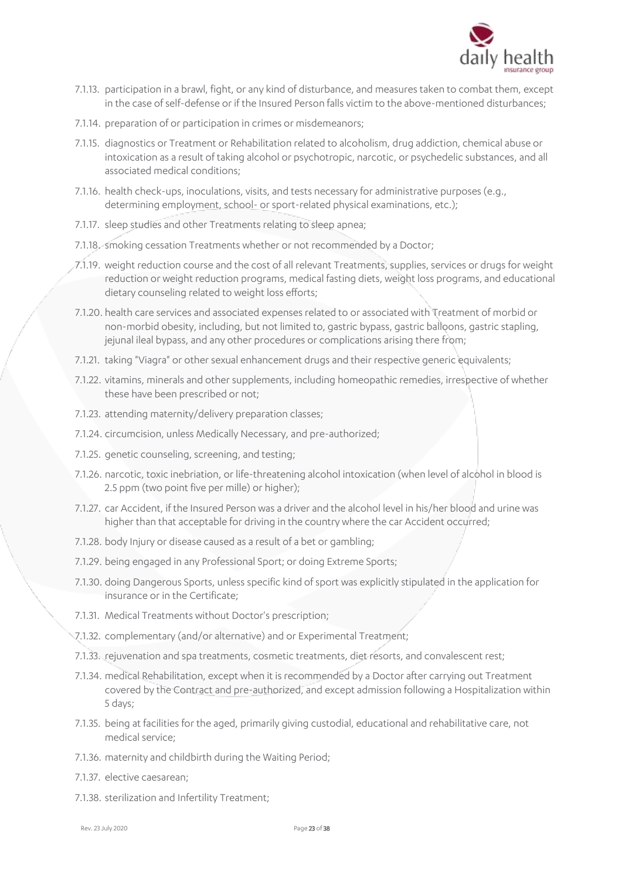7.1.13. participation in a brawl, fight, or any kind of disturbance, and measures taken to combat them, except in the case of self-defense or if the Insured Person falls victim to the above-mentioned disturbances;

7.1.14. preparation of or participation in crimes or misdemeanors;

7.1.15. diagnostics or Treatment or Rehabilitation related to alcoholism, drug addiction, chemical abuse or intoxication as a result of taking alcohol or psychotropic, narcotic, or psychedelic substances, and all associated medical conditions;

7.1.16. health check-ups, inoculations, visits, and tests necessary for administrative purposes (e.g., determining employment, school- or sport-related physical examinations, etc.);

7.1.17. sleep studies and other Treatments relating to sleep apnea;

7.1.18. smoking cessation Treatments whether or not recommended by a Doctor;

7.1.19. weight reduction course and the cost of all relevant Treatments, supplies, services or drugs for weight reduction or weight reduction programs, medical fasting diets, weight loss programs, and educational dietary counseling related to weight loss efforts;

7.1.20. health care services and associated expenses related to or associated with Treatment of morbid or non-morbid obesity, including, but not limited to, gastric bypass, gastric balloons, gastric stapling, jejunal ileal bypass, and any other procedures or complications arising there from;

7.1.21. taking "Viagra" or other sexual enhancement drugs and their respective generic equivalents;

7.1.22. vitamins, minerals and other supplements, including homeopathic remedies, irrespective of whether these have been prescribed or not;

7.1.23. attending maternity/delivery preparation classes;

7.1.24. circumcision, unless Medically Necessary, and pre-authorized;

7.1.25. genetic counseling, screening, and testing;

7.1.26. narcotic, toxic inebriation, or life-threatening alcohol intoxication (when level of alcohol in blood is 2.5 ppm (two point five per mille) or higher);

7.1.27. car Accident, if the Insured Person was a driver and the alcohol level in his/her blood and urine was higher than that acceptable for driving in the country where the car Accident occurred;

7.1.28. body Injury or disease caused as a result of a bet or gambling;

7.1.29. being engaged in any Professional Sport; or doing Extreme Sports;

7.1.30. doing Dangerous Sports, unless specific kind of sport was explicitly stipulated in the application for insurance or in the Certificate;

7.1.31. Medical Treatments without Doctor's prescription;

7.1.32. complementary (and/or alternative) and or Experimental Treatment;

7.1.33. rejuvenation and spa treatments, cosmetic treatments, diet resorts, and convalescent rest;

7.1.34. medical Rehabilitation, except when it is recommended by a Doctor after carrying out Treatment covered by the Contract and pre-authorized, and except admission following a Hospitalization within 5 days;

7.1.35. being at facilities for the aged, primarily giving custodial, educational and rehabilitative care, not medical service;

7.1.36. maternity and childbirth during the Waiting Period;

7.1.37. elective caesarean;

7.1.38. sterilization and Infertility Treatment;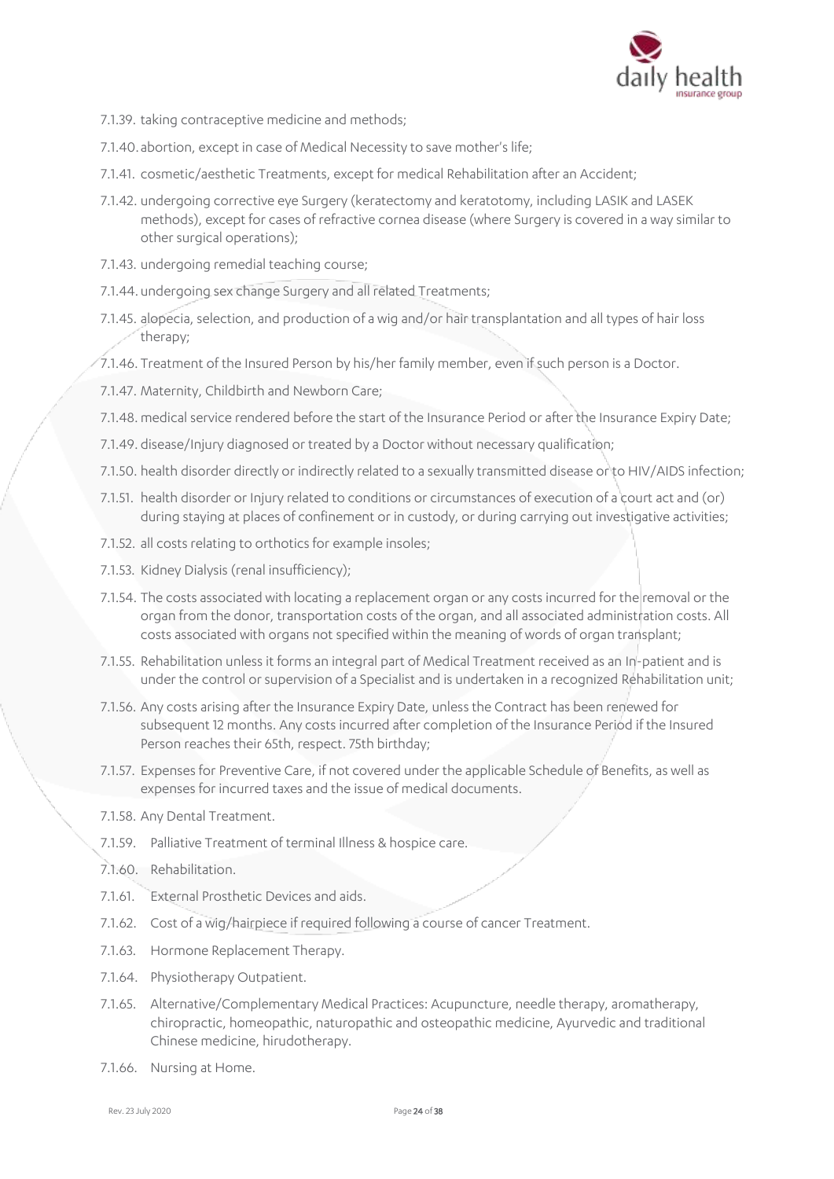- 7.1.39. taking contraceptive medicine and methods;
- 7.1.40. abortion, except in case of Medical Necessity to save mother's life;
- 7.1.41. cosmetic/aesthetic Treatments, except for medical Rehabilitation after an Accident;
- 7.1.42. undergoing corrective eye Surgery (keratectomy and keratotomy, including LASIK and LASEK methods), except for cases of refractive cornea disease (where Surgery is covered in a way similar to other surgical operations);
- 7.1.43. undergoing remedial teaching course;
- 7.1.44. undergoing sex change Surgery and all related Treatments;
- 7.1.45. alopecia, selection, and production of a wig and/or hair transplantation and all types of hair loss therapy;
- 7.1.46. Treatment of the Insured Person by his/her family member, even if such person is a Doctor.
- 7.1.47. Maternity, Childbirth and Newborn Care;
- 7.1.48. medical service rendered before the start of the Insurance Period or after the Insurance Expiry Date;
- 7.1.49. disease/Injury diagnosed or treated by a Doctor without necessary qualification;
- 7.1.50. health disorder directly or indirectly related to a sexually transmitted disease or to HIV/AIDS infection;
- 7.1.51. health disorder or Injury related to conditions or circumstances of execution of a court act and (or) during staying at places of confinement or in custody, or during carrying out investigative activities;
- 7.1.52. all costs relating to orthotics for example insoles;
- 7.1.53. Kidney Dialysis (renal insufficiency);
- 7.1.54. The costs associated with locating a replacement organ or any costs incurred for the removal or the organ from the donor, transportation costs of the organ, and all associated administration costs. All costs associated with organs not specified within the meaning of words of organ transplant;
- 7.1.55. Rehabilitation unless it forms an integral part of Medical Treatment received as an In-patient and is under the control or supervision of a Specialist and is undertaken in a recognized Rehabilitation unit;
- 7.1.56. Any costs arising after the Insurance Expiry Date, unless the Contract has been renewed for subsequent 12 months. Any costs incurred after completion of the Insurance Period if the Insured Person reaches their 65th, respect. 75th birthday;
- 7.1.57. Expenses for Preventive Care, if not covered under the applicable Schedule of Benefits, as well as expenses for incurred taxes and the issue of medical documents.
- 7.1.58. Any Dental Treatment.
- 7.1.59. Palliative Treatment of terminal Illness & hospice care.
- 7.1.60. Rehabilitation.
- 7.1.61. External Prosthetic Devices and aids.
- 7.1.62. Cost of a wig/hairpiece if required following a course of cancer Treatment.
- 7.1.63. Hormone Replacement Therapy.
- 7.1.64. Physiotherapy Outpatient.
- 7.1.65. Alternative/Complementary Medical Practices: Acupuncture, needle therapy, aromatherapy, chiropractic, homeopathic, naturopathic and osteopathic medicine, Ayurvedic and traditional Chinese medicine, hirudotherapy.
- 7.1.66. Nursing at Home.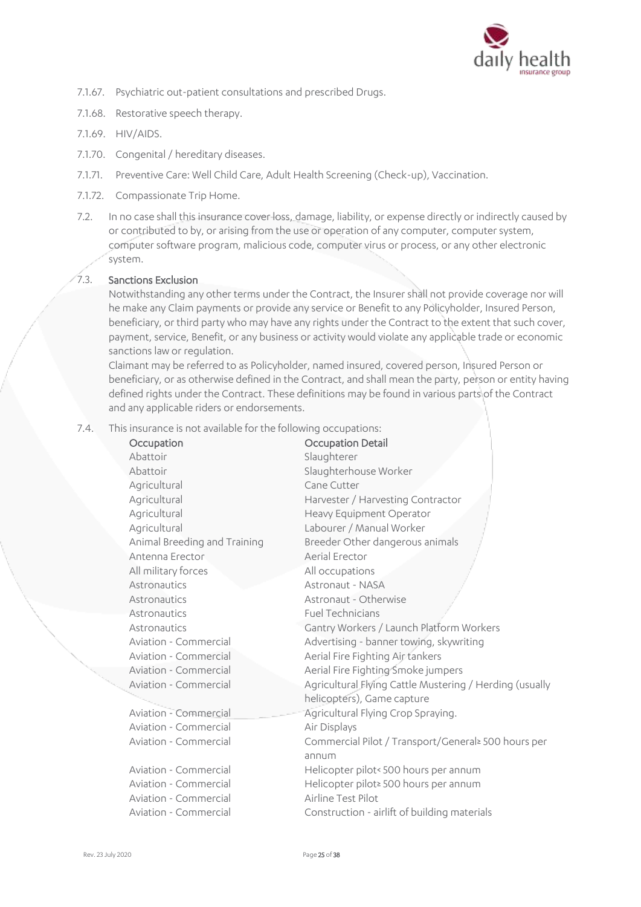7.1.67. Psychiatric out-patient consultations and prescribed Drugs.

7.1.68. Restorative speech therapy.

7.1.69. HIV/AIDS.

7.1.70. Congenital / hereditary diseases.

7.1.71. Preventive Care: Well Child Care, Adult Health Screening (Check-up), Vaccination.

7.1.72. Compassionate Trip Home.

7.2. In no case shall this insurance cover loss, damage, liability, or expense directly or indirectly caused by or contributed to by, or arising from the use or operation of any computer, computer system, computer software program, malicious code, computer virus or process, or any other electronic system.

7.3. **Sanctions Exclusion**

Notwithstanding any other terms under the Contract, the Insurer shall not provide coverage nor will he make any Claim payments or provide any service or Benefit to any Policyholder, Insured Person, beneficiary, or third party who may have any rights under the Contract to the extent that such cover, payment, service, Benefit, or any business or activity would violate any applicable trade or economic sanctions law or regulation.

Claimant may be referred to as Policyholder, named insured, covered person, Insured Person or beneficiary, or as otherwise defined in the Contract, and shall mean the party, person or entity having defined rights under the Contract. These definitions may be found in various parts of the Contract and any applicable riders or endorsements.

7.4. This insurance is not available for the following occupations:

| Occupation | Occupation Detail |
|---|---|
| Abattoir | Slaughterer |
| Abattoir | Slaughterhouse Worker |
| Agricultural | Cane Cutter |
| Agricultural | Harvester / Harvesting Contractor |
| Agricultural | Heavy Equipment Operator |
| Agricultural | Labourer / Manual Worker |
| Animal Breeding and Training | Breeder Other dangerous animals |
| Antenna Erector | Aerial Erector |
| All military forces | All occupations |
| Astronautics | Astronaut - NASA |
| Astronautics | Astronaut - Otherwise |
| Astronautics | Fuel Technicians |
| Astronautics | Gantry Workers / Launch Platform Workers |
| Aviation - Commercial | Advertising - banner towing, skywriting |
| Aviation - Commercial | Aerial Fire Fighting Air tankers |
| Aviation - Commercial | Aerial Fire Fighting Smoke jumpers |
| Aviation - Commercial | Agricultural Flying Cattle Mustering / Herding (usually helicopters), Game capture |
| Aviation - Commercial | Agricultural Flying Crop Spraying. |
| Aviation - Commercial | Air Displays |
| Aviation - Commercial | Commercial Pilot / Transport/General≥ 500 hours per annum |
| Aviation - Commercial | Helicopter pilot< 500 hours per annum |
| Aviation - Commercial | Helicopter pilot≥ 500 hours per annum |
| Aviation - Commercial | Airline Test Pilot |
| Aviation - Commercial | Construction - airlift of building materials |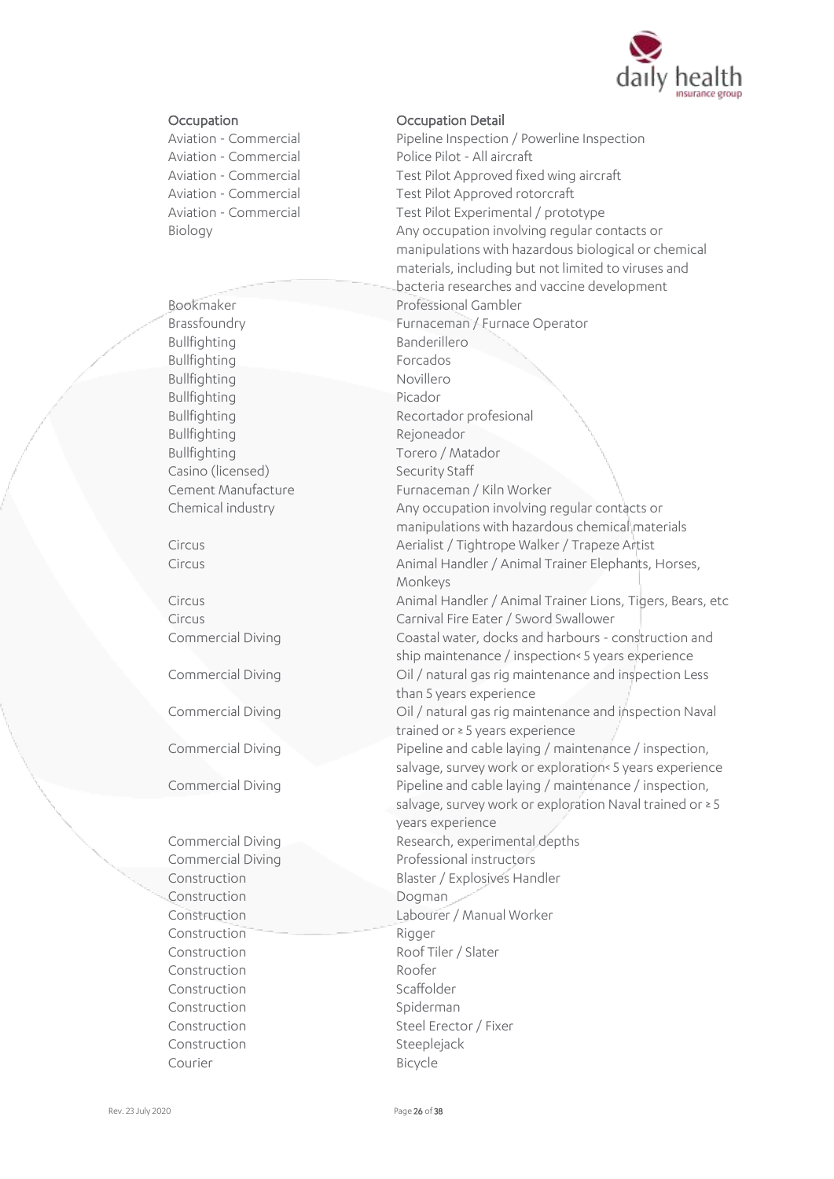| Occupation | Occupation Detail |
|---|---|
| Aviation - Commercial | Pipeline Inspection / Powerline Inspection |
| Aviation - Commercial | Police Pilot - All aircraft |
| Aviation - Commercial | Test Pilot Approved fixed wing aircraft |
| Aviation - Commercial | Test Pilot Approved rotorcraft |
| Aviation - Commercial | Test Pilot Experimental / prototype |
| Biology | Any occupation involving regular contacts or manipulations with hazardous biological or chemical materials, including but not limited to viruses and bacteria researches and vaccine development |
| Bookmaker | Professional Gambler |
| Brassfoundry | Furnaceman / Furnace Operator |
| Bullfighting | Banderillero |
| Bullfighting | Forcados |
| Bullfighting | Novillero |
| Bullfighting | Picador |
| Bullfighting | Recortador profesional |
| Bullfighting | Rejoneador |
| Bullfighting | Torero / Matador |
| Casino (licensed) | Security Staff |
| Cement Manufacture | Furnaceman / Kiln Worker |
| Chemical industry | Any occupation involving regular contacts or manipulations with hazardous chemical materials |
| Circus | Aerialist / Tightrope Walker / Trapeze Artist |
| Circus | Animal Handler / Animal Trainer Elephants, Horses, Monkeys |
| Circus | Animal Handler / Animal Trainer Lions, Tigers, Bears, etc |
| Circus | Carnival Fire Eater / Sword Swallower |
| Commercial Diving | Coastal water, docks and harbours - construction and ship maintenance / inspection< 5 years experience |
| Commercial Diving | Oil / natural gas rig maintenance and inspection Less than 5 years experience |
| Commercial Diving | Oil / natural gas rig maintenance and inspection Naval trained or ≥ 5 years experience |
| Commercial Diving | Pipeline and cable laying / maintenance / inspection, salvage, survey work or exploration< 5 years experience |
| Commercial Diving | Pipeline and cable laying / maintenance / inspection, salvage, survey work or exploration Naval trained or ≥ 5 years experience |
| Commercial Diving | Research, experimental depths |
| Commercial Diving | Professional instructors |
| Construction | Blaster / Explosives Handler |
| Construction | Dogman |
| Construction | Labourer / Manual Worker |
| Construction | Rigger |
| Construction | Roof Tiler / Slater |
| Construction | Roofer |
| Construction | Scaffolder |
| Construction | Spiderman |
| Construction | Steel Erector / Fixer |
| Construction | Steeplejack |
| Courier | Bicycle |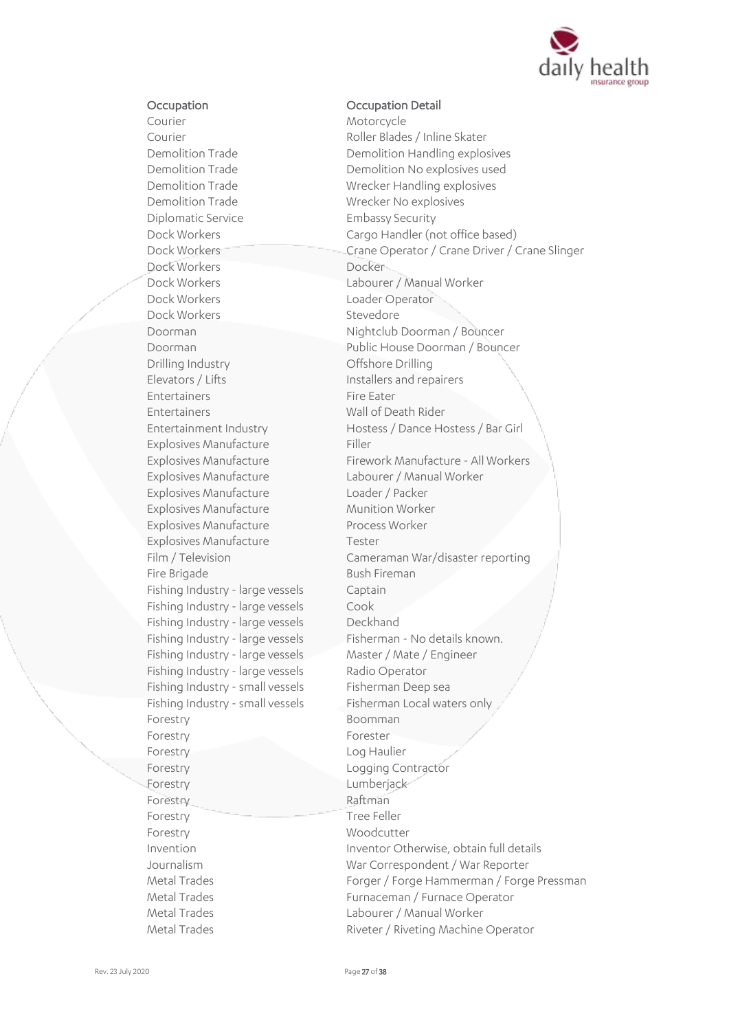| Occupation | Occupation Detail |
|---|---|
| Courier | Motorcycle |
| Courier | Roller Blades / Inline Skater |
| Demolition Trade | Demolition Handling explosives |
| Demolition Trade | Demolition No explosives used |
| Demolition Trade | Wrecker Handling explosives |
| Demolition Trade | Wrecker No explosives |
| Diplomatic Service | Embassy Security |
| Dock Workers | Cargo Handler (not office based) |
| Dock Workers | Crane Operator / Crane Driver / Crane Slinger |
| Dock Workers | Docker |
| Dock Workers | Labourer / Manual Worker |
| Dock Workers | Loader Operator |
| Dock Workers | Stevedore |
| Doorman | Nightclub Doorman / Bouncer |
| Doorman | Public House Doorman / Bouncer |
| Drilling Industry | Offshore Drilling |
| Elevators / Lifts | Installers and repairers |
| Entertainers | Fire Eater |
| Entertainers | Wall of Death Rider |
| Entertainment Industry | Hostess / Dance Hostess / Bar Girl |
| Explosives Manufacture | Filler |
| Explosives Manufacture | Firework Manufacture - All Workers |
| Explosives Manufacture | Labourer / Manual Worker |
| Explosives Manufacture | Loader / Packer |
| Explosives Manufacture | Munition Worker |
| Explosives Manufacture | Process Worker |
| Explosives Manufacture | Tester |
| Film / Television | Cameraman War/disaster reporting |
| Fire Brigade | Bush Fireman |
| Fishing Industry - large vessels | Captain |
| Fishing Industry - large vessels | Cook |
| Fishing Industry - large vessels | Deckhand |
| Fishing Industry - large vessels | Fisherman - No details known. |
| Fishing Industry - large vessels | Master / Mate / Engineer |
| Fishing Industry - large vessels | Radio Operator |
| Fishing Industry - small vessels | Fisherman Deep sea |
| Fishing Industry - small vessels | Fisherman Local waters only |
| Forestry | Boomman |
| Forestry | Forester |
| Forestry | Log Haulier |
| Forestry | Logging Contractor |
| Forestry | Lumberjack |
| Forestry | Raftman |
| Forestry | Tree Feller |
| Forestry | Woodcutter |
| Invention | Inventor Otherwise, obtain full details |
| Journalism | War Correspondent / War Reporter |
| Metal Trades | Forger / Forge Hammerman / Forge Pressman |
| Metal Trades | Furnaceman / Furnace Operator |
| Metal Trades | Labourer / Manual Worker |
| Metal Trades | Riveter / Riveting Machine Operator |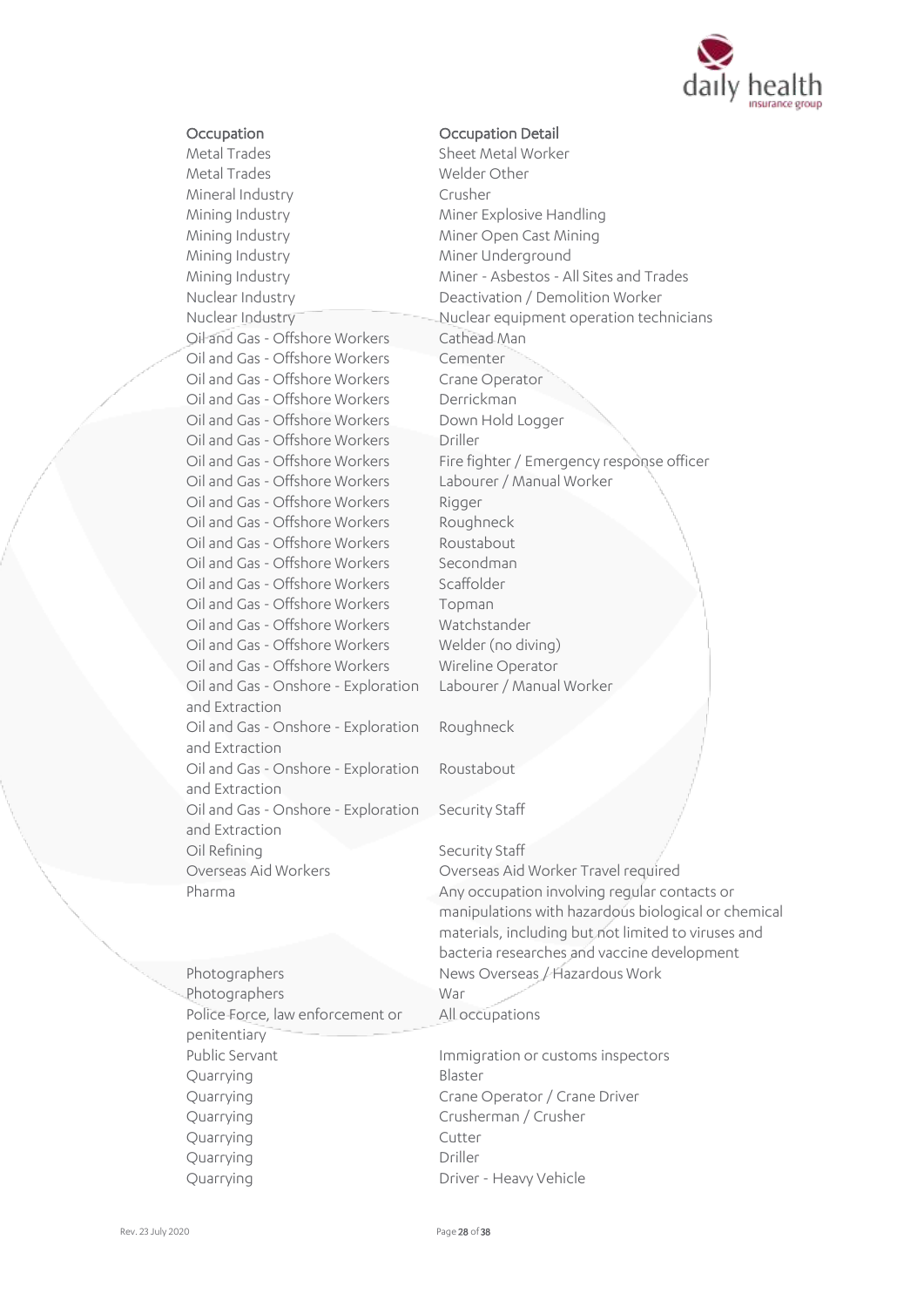| Occupation | Occupation Detail |
| --- | --- |
| Metal Trades | Sheet Metal Worker |
| Metal Trades | Welder Other |
| Mineral Industry | Crusher |
| Mining Industry | Miner Explosive Handling |
| Mining Industry | Miner Open Cast Mining |
| Mining Industry | Miner Underground |
| Mining Industry | Miner - Asbestos - All Sites and Trades |
| Nuclear Industry | Deactivation / Demolition Worker |
| Nuclear Industry | Nuclear equipment operation technicians |
| Oil and Gas - Offshore Workers | Cathead Man |
| Oil and Gas - Offshore Workers | Cementer |
| Oil and Gas - Offshore Workers | Crane Operator |
| Oil and Gas - Offshore Workers | Derrickman |
| Oil and Gas - Offshore Workers | Down Hold Logger |
| Oil and Gas - Offshore Workers | Driller |
| Oil and Gas - Offshore Workers | Fire fighter / Emergency response officer |
| Oil and Gas - Offshore Workers | Labourer / Manual Worker |
| Oil and Gas - Offshore Workers | Rigger |
| Oil and Gas - Offshore Workers | Roughneck |
| Oil and Gas - Offshore Workers | Roustabout |
| Oil and Gas - Offshore Workers | Secondman |
| Oil and Gas - Offshore Workers | Scaffolder |
| Oil and Gas - Offshore Workers | Topman |
| Oil and Gas - Offshore Workers | Watchstander |
| Oil and Gas - Offshore Workers | Welder (no diving) |
| Oil and Gas - Offshore Workers | Wireline Operator |
| Oil and Gas - Onshore - Exploration and Extraction | Labourer / Manual Worker |
| Oil and Gas - Onshore - Exploration and Extraction | Roughneck |
| Oil and Gas - Onshore - Exploration and Extraction | Roustabout |
| Oil and Gas - Onshore - Exploration and Extraction | Security Staff |
| Oil Refining | Security Staff |
| Overseas Aid Workers | Overseas Aid Worker Travel required |
| Pharma | Any occupation involving regular contacts or manipulations with hazardous biological or chemical materials, including but not limited to viruses and bacteria researches and vaccine development |
| Photographers | News Overseas / Hazardous Work |
| Photographers | War |
| Police Force, law enforcement or penitentiary | All occupations |
| Public Servant | Immigration or customs inspectors |
| Quarrying | Blaster |
| Quarrying | Crane Operator / Crane Driver |
| Quarrying | Crusherman / Crusher |
| Quarrying | Cutter |
| Quarrying | Driller |
| Quarrying | Driver - Heavy Vehicle |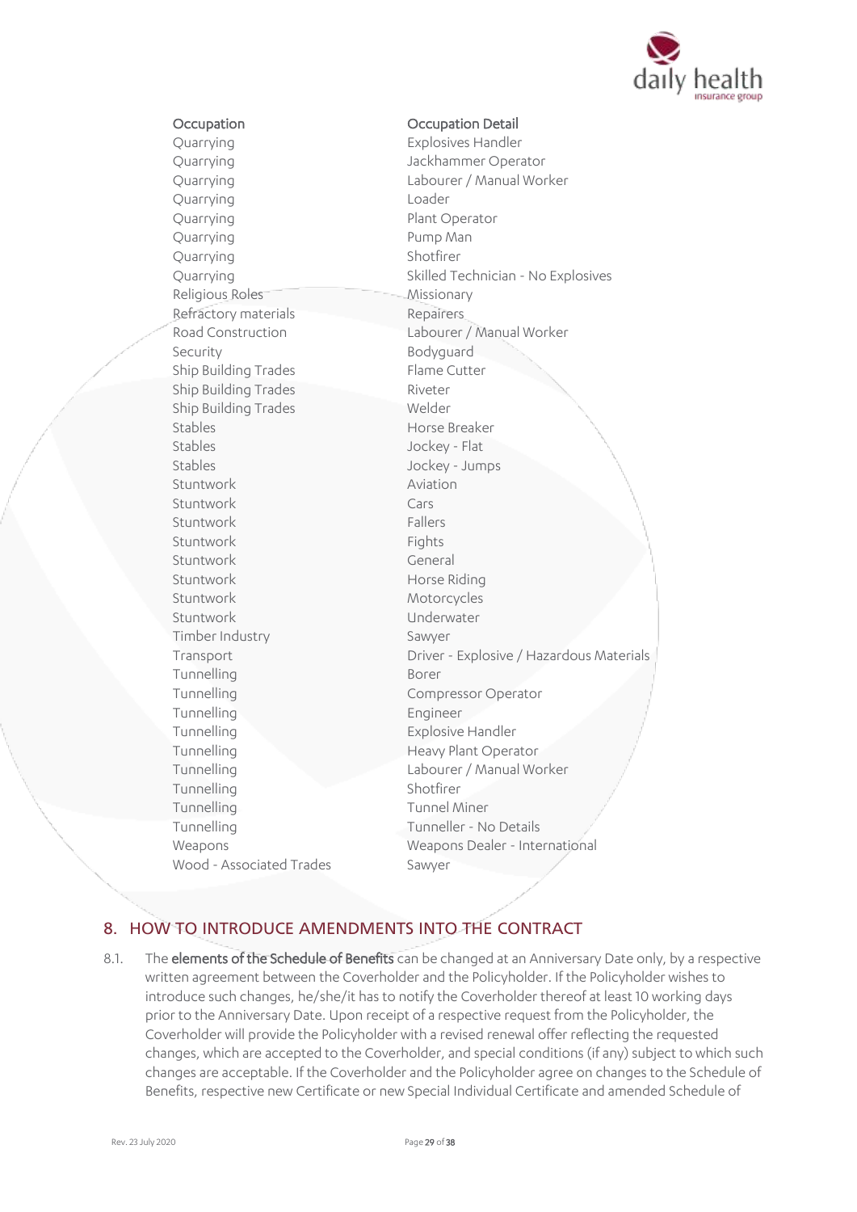| Occupation | Occupation Detail |
|---|---|
| Quarrying | Explosives Handler |
| Quarrying | Jackhammer Operator |
| Quarrying | Labourer / Manual Worker |
| Quarrying | Loader |
| Quarrying | Plant Operator |
| Quarrying | Pump Man |
| Quarrying | Shotfirer |
| Quarrying | Skilled Technician - No Explosives |
| Religious Roles | Missionary |
| Refractory materials | Repairers |
| Road Construction | Labourer / Manual Worker |
| Security | Bodyguard |
| Ship Building Trades | Flame Cutter |
| Ship Building Trades | Riveter |
| Ship Building Trades | Welder |
| Stables | Horse Breaker |
| Stables | Jockey - Flat |
| Stables | Jockey - Jumps |
| Stuntwork | Aviation |
| Stuntwork | Cars |
| Stuntwork | Fallers |
| Stuntwork | Fights |
| Stuntwork | General |
| Stuntwork | Horse Riding |
| Stuntwork | Motorcycles |
| Stuntwork | Underwater |
| Timber Industry | Sawyer |
| Transport | Driver - Explosive / Hazardous Materials |
| Tunnelling | Borer |
| Tunnelling | Compressor Operator |
| Tunnelling | Engineer |
| Tunnelling | Explosive Handler |
| Tunnelling | Heavy Plant Operator |
| Tunnelling | Labourer / Manual Worker |
| Tunnelling | Shotfirer |
| Tunnelling | Tunnel Miner |
| Tunnelling | Tunneller - No Details |
| Weapons | Weapons Dealer - International |
| Wood - Associated Trades | Sawyer |

## 8. HOW TO INTRODUCE AMENDMENTS INTO THE CONTRACT

8.1. The **elements of the Schedule of Benefits** can be changed at an Anniversary Date only, by a respective written agreement between the Coverholder and the Policyholder. If the Policyholder wishes to introduce such changes, he/she/it has to notify the Coverholder thereof at least 10 working days prior to the Anniversary Date. Upon receipt of a respective request from the Policyholder, the Coverholder will provide the Policyholder with a revised renewal offer reflecting the requested changes, which are accepted to the Coverholder, and special conditions (if any) subject to which such changes are acceptable. If the Coverholder and the Policyholder agree on changes to the Schedule of Benefits, respective new Certificate or new Special Individual Certificate and amended Schedule of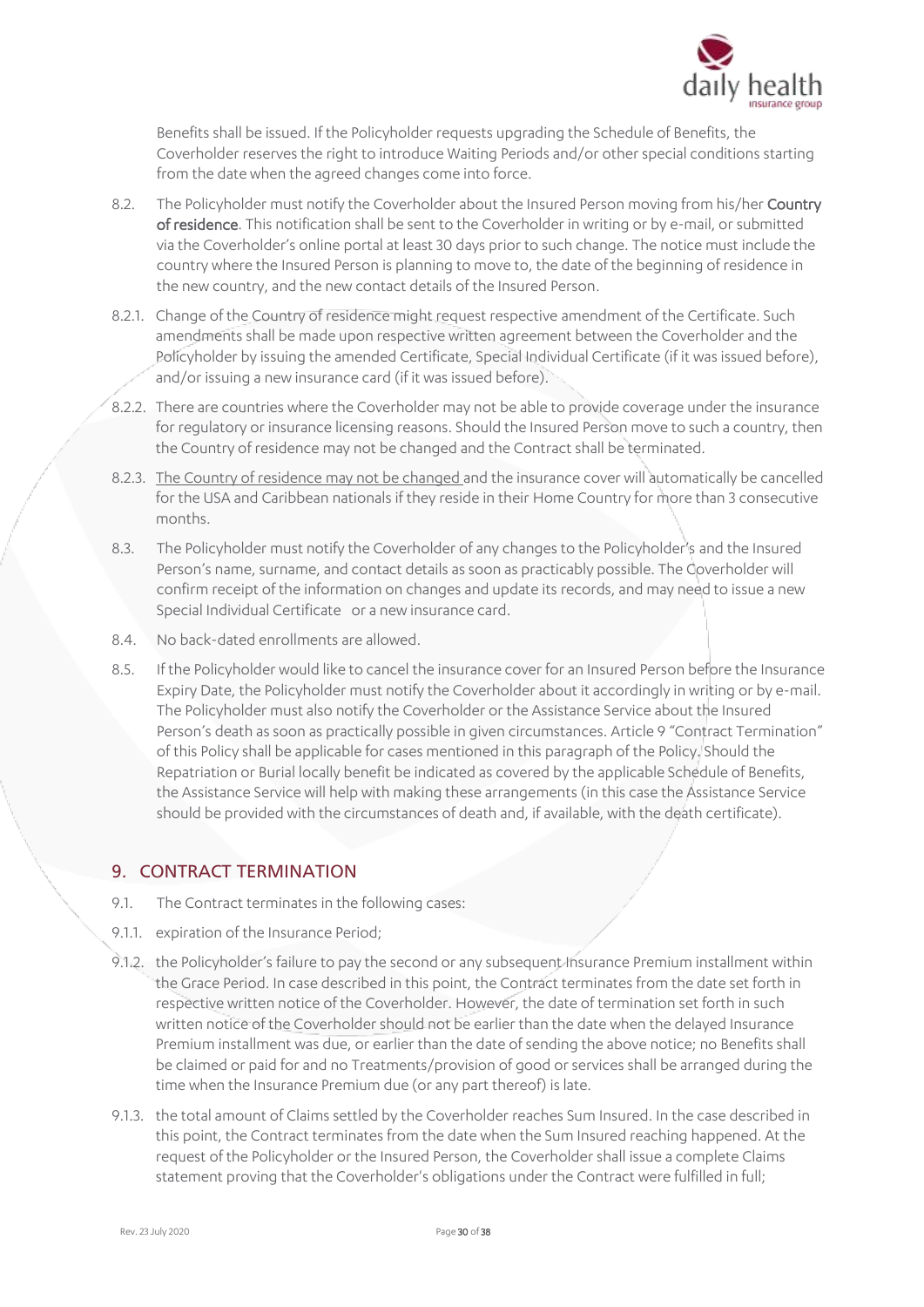Benefits shall be issued. If the Policyholder requests upgrading the Schedule of Benefits, the Coverholder reserves the right to introduce Waiting Periods and/or other special conditions starting from the date when the agreed changes come into force.

8.2. The Policyholder must notify the Coverholder about the Insured Person moving from his/her **Country of residence**. This notification shall be sent to the Coverholder in writing or by e-mail, or submitted via the Coverholder's online portal at least 30 days prior to such change. The notice must include the country where the Insured Person is planning to move to, the date of the beginning of residence in the new country, and the new contact details of the Insured Person.

8.2.1. Change of the Country of residence might request respective amendment of the Certificate. Such amendments shall be made upon respective written agreement between the Coverholder and the Policyholder by issuing the amended Certificate, Special Individual Certificate (if it was issued before), and/or issuing a new insurance card (if it was issued before).

8.2.2. There are countries where the Coverholder may not be able to provide coverage under the insurance for regulatory or insurance licensing reasons. Should the Insured Person move to such a country, then the Country of residence may not be changed and the Contract shall be terminated.

8.2.3. The Country of residence may not be changed and the insurance cover will automatically be cancelled for the USA and Caribbean nationals if they reside in their Home Country for more than 3 consecutive months.

8.3. The Policyholder must notify the Coverholder of any changes to the Policyholder's and the Insured Person's name, surname, and contact details as soon as practicably possible. The Coverholder will confirm receipt of the information on changes and update its records, and may need to issue a new Special Individual Certificate or a new insurance card.

8.4. No back-dated enrollments are allowed.

8.5. If the Policyholder would like to cancel the insurance cover for an Insured Person before the Insurance Expiry Date, the Policyholder must notify the Coverholder about it accordingly in writing or by e-mail. The Policyholder must also notify the Coverholder or the Assistance Service about the Insured Person's death as soon as practically possible in given circumstances. Article 9 "Contract Termination" of this Policy shall be applicable for cases mentioned in this paragraph of the Policy. Should the Repatriation or Burial locally benefit be indicated as covered by the applicable Schedule of Benefits, the Assistance Service will help with making these arrangements (in this case the Assistance Service should be provided with the circumstances of death and, if available, with the death certificate).

## 9. CONTRACT TERMINATION

9.1. The Contract terminates in the following cases:

9.1.1. expiration of the Insurance Period;

9.1.2. the Policyholder's failure to pay the second or any subsequent Insurance Premium installment within the Grace Period. In case described in this point, the Contract terminates from the date set forth in respective written notice of the Coverholder. However, the date of termination set forth in such written notice of the Coverholder should not be earlier than the date when the delayed Insurance Premium installment was due, or earlier than the date of sending the above notice; no Benefits shall be claimed or paid for and no Treatments/provision of good or services shall be arranged during the time when the Insurance Premium due (or any part thereof) is late.

9.1.3. the total amount of Claims settled by the Coverholder reaches Sum Insured. In the case described in this point, the Contract terminates from the date when the Sum Insured reaching happened. At the request of the Policyholder or the Insured Person, the Coverholder shall issue a complete Claims statement proving that the Coverholder's obligations under the Contract were fulfilled in full;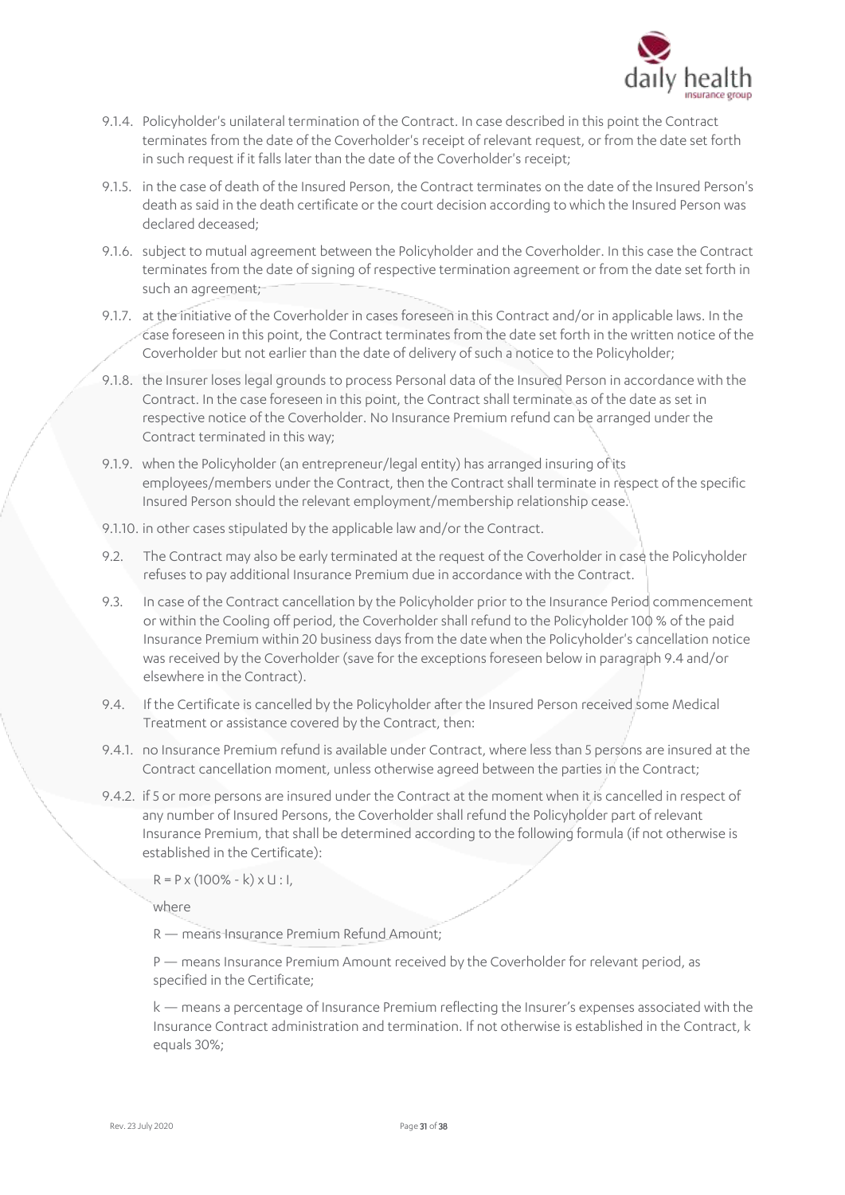9.1.4. Policyholder's unilateral termination of the Contract. In case described in this point the Contract terminates from the date of the Coverholder's receipt of relevant request, or from the date set forth in such request if it falls later than the date of the Coverholder's receipt;

9.1.5. in the case of death of the Insured Person, the Contract terminates on the date of the Insured Person's death as said in the death certificate or the court decision according to which the Insured Person was declared deceased;

9.1.6. subject to mutual agreement between the Policyholder and the Coverholder. In this case the Contract terminates from the date of signing of respective termination agreement or from the date set forth in such an agreement;

9.1.7. at the initiative of the Coverholder in cases foreseen in this Contract and/or in applicable laws. In the case foreseen in this point, the Contract terminates from the date set forth in the written notice of the Coverholder but not earlier than the date of delivery of such a notice to the Policyholder;

9.1.8. the Insurer loses legal grounds to process Personal data of the Insured Person in accordance with the Contract. In the case foreseen in this point, the Contract shall terminate as of the date as set in respective notice of the Coverholder. No Insurance Premium refund can be arranged under the Contract terminated in this way;

9.1.9. when the Policyholder (an entrepreneur/legal entity) has arranged insuring of its employees/members under the Contract, then the Contract shall terminate in respect of the specific Insured Person should the relevant employment/membership relationship cease.

9.1.10. in other cases stipulated by the applicable law and/or the Contract.

9.2. The Contract may also be early terminated at the request of the Coverholder in case the Policyholder refuses to pay additional Insurance Premium due in accordance with the Contract.

9.3. In case of the Contract cancellation by the Policyholder prior to the Insurance Period commencement or within the Cooling off period, the Coverholder shall refund to the Policyholder 100 % of the paid Insurance Premium within 20 business days from the date when the Policyholder's cancellation notice was received by the Coverholder (save for the exceptions foreseen below in paragraph 9.4 and/or elsewhere in the Contract).

9.4. If the Certificate is cancelled by the Policyholder after the Insured Person received some Medical Treatment or assistance covered by the Contract, then:

9.4.1. no Insurance Premium refund is available under Contract, where less than 5 persons are insured at the Contract cancellation moment, unless otherwise agreed between the parties in the Contract;

9.4.2. if 5 or more persons are insured under the Contract at the moment when it is cancelled in respect of any number of Insured Persons, the Coverholder shall refund the Policyholder part of relevant Insurance Premium, that shall be determined according to the following formula (if not otherwise is established in the Certificate):

$R = P \times (100\% - k) \times U : I$,

where

R — means Insurance Premium Refund Amount;

P — means Insurance Premium Amount received by the Coverholder for relevant period, as specified in the Certificate;

k — means a percentage of Insurance Premium reflecting the Insurer's expenses associated with the Insurance Contract administration and termination. If not otherwise is established in the Contract, k equals 30%;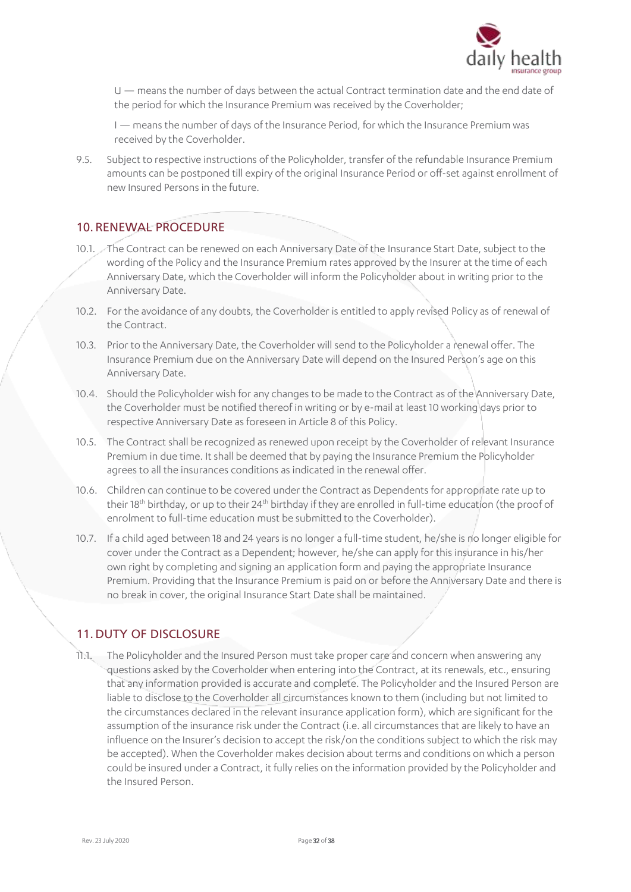U — means the number of days between the actual Contract termination date and the end date of the period for which the Insurance Premium was received by the Coverholder;

I — means the number of days of the Insurance Period, for which the Insurance Premium was received by the Coverholder.

9.5. Subject to respective instructions of the Policyholder, transfer of the refundable Insurance Premium amounts can be postponed till expiry of the original Insurance Period or off-set against enrollment of new Insured Persons in the future.

## 10. RENEWAL PROCEDURE

10.1. The Contract can be renewed on each Anniversary Date of the Insurance Start Date, subject to the wording of the Policy and the Insurance Premium rates approved by the Insurer at the time of each Anniversary Date, which the Coverholder will inform the Policyholder about in writing prior to the Anniversary Date.

10.2. For the avoidance of any doubts, the Coverholder is entitled to apply revised Policy as of renewal of the Contract.

10.3. Prior to the Anniversary Date, the Coverholder will send to the Policyholder a renewal offer. The Insurance Premium due on the Anniversary Date will depend on the Insured Person's age on this Anniversary Date.

10.4. Should the Policyholder wish for any changes to be made to the Contract as of the Anniversary Date, the Coverholder must be notified thereof in writing or by e-mail at least 10 working days prior to respective Anniversary Date as foreseen in Article 8 of this Policy.

10.5. The Contract shall be recognized as renewed upon receipt by the Coverholder of relevant Insurance Premium in due time. It shall be deemed that by paying the Insurance Premium the Policyholder agrees to all the insurances conditions as indicated in the renewal offer.

10.6. Children can continue to be covered under the Contract as Dependents for appropriate rate up to their 18th birthday, or up to their 24th birthday if they are enrolled in full-time education (the proof of enrolment to full-time education must be submitted to the Coverholder).

10.7. If a child aged between 18 and 24 years is no longer a full-time student, he/she is no longer eligible for cover under the Contract as a Dependent; however, he/she can apply for this insurance in his/her own right by completing and signing an application form and paying the appropriate Insurance Premium. Providing that the Insurance Premium is paid on or before the Anniversary Date and there is no break in cover, the original Insurance Start Date shall be maintained.

## 11. DUTY OF DISCLOSURE

11.1. The Policyholder and the Insured Person must take proper care and concern when answering any questions asked by the Coverholder when entering into the Contract, at its renewals, etc., ensuring that any information provided is accurate and complete. The Policyholder and the Insured Person are liable to disclose to the Coverholder all circumstances known to them (including but not limited to the circumstances declared in the relevant insurance application form), which are significant for the assumption of the insurance risk under the Contract (i.e. all circumstances that are likely to have an influence on the Insurer's decision to accept the risk/on the conditions subject to which the risk may be accepted). When the Coverholder makes decision about terms and conditions on which a person could be insured under a Contract, it fully relies on the information provided by the Policyholder and the Insured Person.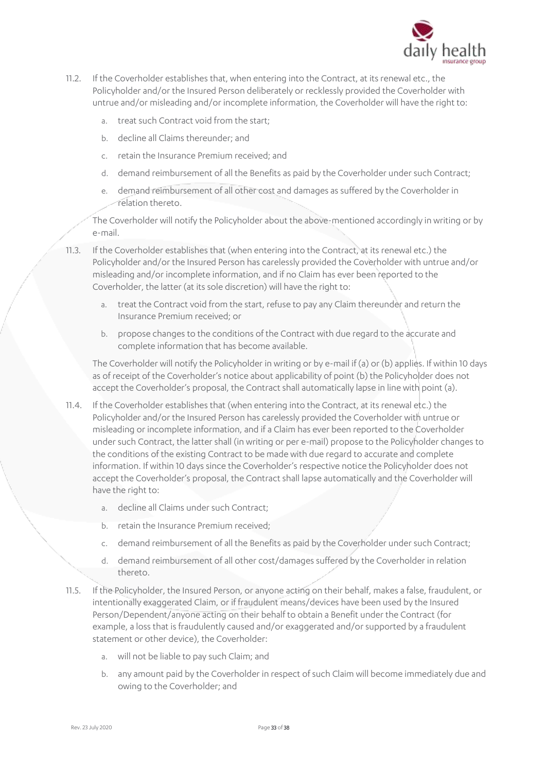11.2. If the Coverholder establishes that, when entering into the Contract, at its renewal etc., the Policyholder and/or the Insured Person deliberately or recklessly provided the Coverholder with untrue and/or misleading and/or incomplete information, the Coverholder will have the right to:

   a. treat such Contract void from the start;

   b. decline all Claims thereunder; and

   c. retain the Insurance Premium received; and

   d. demand reimbursement of all the Benefits as paid by the Coverholder under such Contract;

   e. demand reimbursement of all other cost and damages as suffered by the Coverholder in relation thereto.

   The Coverholder will notify the Policyholder about the above-mentioned accordingly in writing or by e-mail.

11.3. If the Coverholder establishes that (when entering into the Contract, at its renewal etc.) the Policyholder and/or the Insured Person has carelessly provided the Coverholder with untrue and/or misleading and/or incomplete information, and if no Claim has ever been reported to the Coverholder, the latter (at its sole discretion) will have the right to:

   a. treat the Contract void from the start, refuse to pay any Claim thereunder and return the Insurance Premium received; or

   b. propose changes to the conditions of the Contract with due regard to the accurate and complete information that has become available.

   The Coverholder will notify the Policyholder in writing or by e-mail if (a) or (b) applies. If within 10 days as of receipt of the Coverholder's notice about applicability of point (b) the Policyholder does not accept the Coverholder's proposal, the Contract shall automatically lapse in line with point (a).

11.4. If the Coverholder establishes that (when entering into the Contract, at its renewal etc.) the Policyholder and/or the Insured Person has carelessly provided the Coverholder with untrue or misleading or incomplete information, and if a Claim has ever been reported to the Coverholder under such Contract, the latter shall (in writing or per e-mail) propose to the Policyholder changes to the conditions of the existing Contract to be made with due regard to accurate and complete information. If within 10 days since the Coverholder's respective notice the Policyholder does not accept the Coverholder's proposal, the Contract shall lapse automatically and the Coverholder will have the right to:

   a. decline all Claims under such Contract;

   b. retain the Insurance Premium received;

   c. demand reimbursement of all the Benefits as paid by the Coverholder under such Contract;

   d. demand reimbursement of all other cost/damages suffered by the Coverholder in relation thereto.

11.5. If the Policyholder, the Insured Person, or anyone acting on their behalf, makes a false, fraudulent, or intentionally exaggerated Claim, or if fraudulent means/devices have been used by the Insured Person/Dependent/anyone acting on their behalf to obtain a Benefit under the Contract (for example, a loss that is fraudulently caused and/or exaggerated and/or supported by a fraudulent statement or other device), the Coverholder:

   a. will not be liable to pay such Claim; and

   b. any amount paid by the Coverholder in respect of such Claim will become immediately due and owing to the Coverholder; and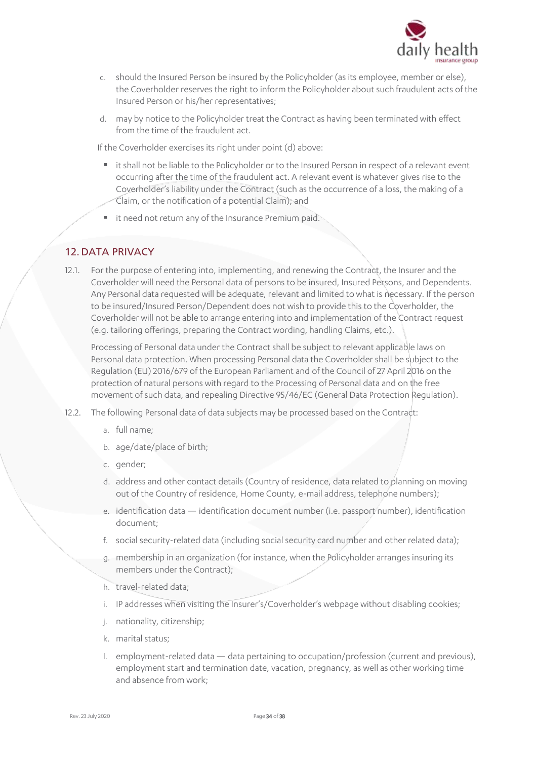c. should the Insured Person be insured by the Policyholder (as its employee, member or else), the Coverholder reserves the right to inform the Policyholder about such fraudulent acts of the Insured Person or his/her representatives;

d. may by notice to the Policyholder treat the Contract as having been terminated with effect from the time of the fraudulent act.

If the Coverholder exercises its right under point (d) above:

- it shall not be liable to the Policyholder or to the Insured Person in respect of a relevant event occurring after the time of the fraudulent act. A relevant event is whatever gives rise to the Coverholder's liability under the Contract (such as the occurrence of a loss, the making of a Claim, or the notification of a potential Claim); and
- it need not return any of the Insurance Premium paid.

## 12. DATA PRIVACY

12.1. For the purpose of entering into, implementing, and renewing the Contract, the Insurer and the Coverholder will need the Personal data of persons to be insured, Insured Persons, and Dependents. Any Personal data requested will be adequate, relevant and limited to what is necessary. If the person to be insured/Insured Person/Dependent does not wish to provide this to the Coverholder, the Coverholder will not be able to arrange entering into and implementation of the Contract request (e.g. tailoring offerings, preparing the Contract wording, handling Claims, etc.).

Processing of Personal data under the Contract shall be subject to relevant applicable laws on Personal data protection. When processing Personal data the Coverholder shall be subject to the Regulation (EU) 2016/679 of the European Parliament and of the Council of 27 April 2016 on the protection of natural persons with regard to the Processing of Personal data and on the free movement of such data, and repealing Directive 95/46/EC (General Data Protection Regulation).

12.2. The following Personal data of data subjects may be processed based on the Contract:

a. full name;

b. age/date/place of birth;

c. gender;

d. address and other contact details (Country of residence, data related to planning on moving out of the Country of residence, Home County, e-mail address, telephone numbers);

e. identification data — identification document number (i.e. passport number), identification document;

f. social security-related data (including social security card number and other related data);

g. membership in an organization (for instance, when the Policyholder arranges insuring its members under the Contract);

h. travel-related data;

i. IP addresses when visiting the Insurer's/Coverholder's webpage without disabling cookies;

j. nationality, citizenship;

k. marital status;

l. employment-related data — data pertaining to occupation/profession (current and previous), employment start and termination date, vacation, pregnancy, as well as other working time and absence from work;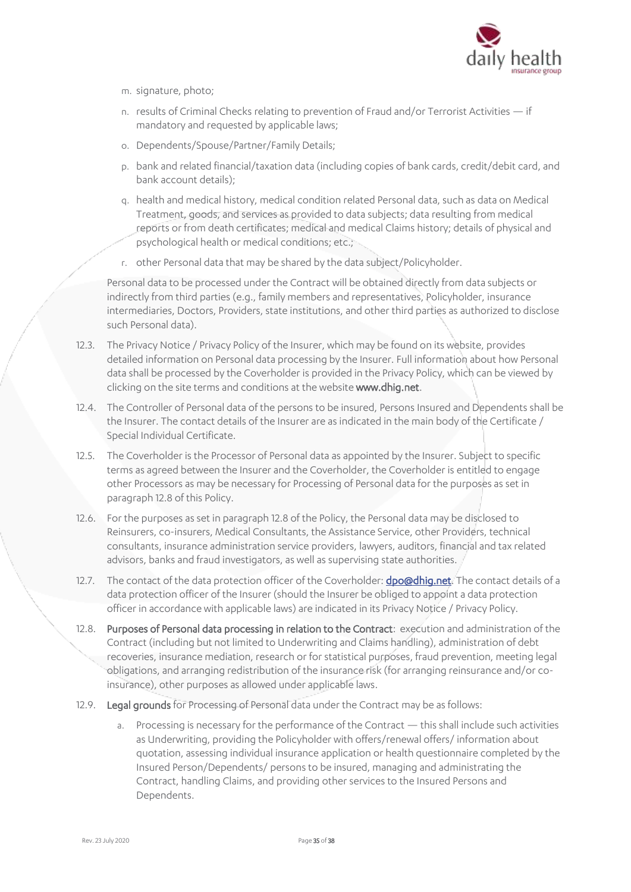m. signature, photo;

n. results of Criminal Checks relating to prevention of Fraud and/or Terrorist Activities — if mandatory and requested by applicable laws;

o. Dependents/Spouse/Partner/Family Details;

p. bank and related financial/taxation data (including copies of bank cards, credit/debit card, and bank account details);

q. health and medical history, medical condition related Personal data, such as data on Medical Treatment, goods, and services as provided to data subjects; data resulting from medical reports or from death certificates; medical and medical Claims history; details of physical and psychological health or medical conditions; etc.;

r. other Personal data that may be shared by the data subject/Policyholder.

Personal data to be processed under the Contract will be obtained directly from data subjects or indirectly from third parties (e.g., family members and representatives, Policyholder, insurance intermediaries, Doctors, Providers, state institutions, and other third parties as authorized to disclose such Personal data).

12.3. The Privacy Notice / Privacy Policy of the Insurer, which may be found on its website, provides detailed information on Personal data processing by the Insurer. Full information about how Personal data shall be processed by the Coverholder is provided in the Privacy Policy, which can be viewed by clicking on the site terms and conditions at the website **www.dhig.net**.

12.4. The Controller of Personal data of the persons to be insured, Persons Insured and Dependents shall be the Insurer. The contact details of the Insurer are as indicated in the main body of the Certificate / Special Individual Certificate.

12.5. The Coverholder is the Processor of Personal data as appointed by the Insurer. Subject to specific terms as agreed between the Insurer and the Coverholder, the Coverholder is entitled to engage other Processors as may be necessary for Processing of Personal data for the purposes as set in paragraph 12.8 of this Policy.

12.6. For the purposes as set in paragraph 12.8 of the Policy, the Personal data may be disclosed to Reinsurers, co-insurers, Medical Consultants, the Assistance Service, other Providers, technical consultants, insurance administration service providers, lawyers, auditors, financial and tax related advisors, banks and fraud investigators, as well as supervising state authorities.

12.7. The contact of the data protection officer of the Coverholder: **dpo@dhig.net**. The contact details of a data protection officer of the Insurer (should the Insurer be obliged to appoint a data protection officer in accordance with applicable laws) are indicated in its Privacy Notice / Privacy Policy.

12.8. **Purposes of Personal data processing in relation to the Contract**: execution and administration of the Contract (including but not limited to Underwriting and Claims handling), administration of debt recoveries, insurance mediation, research or for statistical purposes, fraud prevention, meeting legal obligations, and arranging redistribution of the insurance risk (for arranging reinsurance and/or co-insurance), other purposes as allowed under applicable laws.

12.9. **Legal grounds** for Processing of Personal data under the Contract may be as follows:

a. Processing is necessary for the performance of the Contract — this shall include such activities as Underwriting, providing the Policyholder with offers/renewal offers/ information about quotation, assessing individual insurance application or health questionnaire completed by the Insured Person/Dependents/ persons to be insured, managing and administrating the Contract, handling Claims, and providing other services to the Insured Persons and Dependents.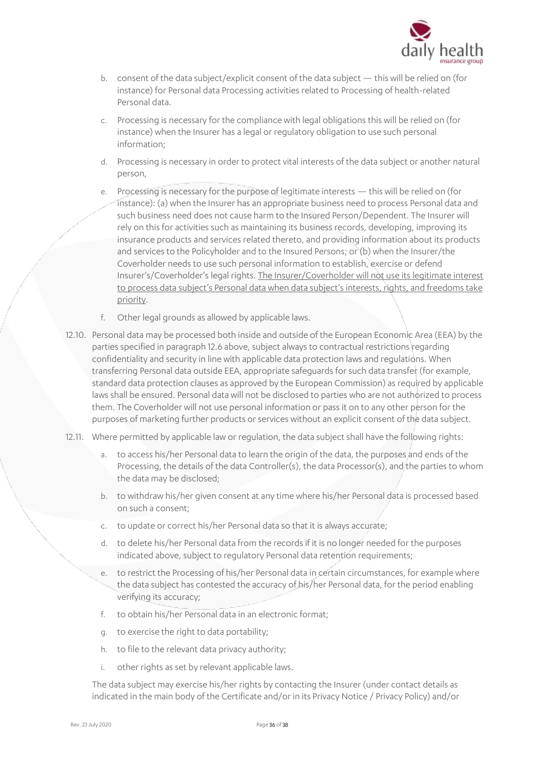b. consent of the data subject/explicit consent of the data subject — this will be relied on (for instance) for Personal data Processing activities related to Processing of health-related Personal data.

c. Processing is necessary for the compliance with legal obligations this will be relied on (for instance) when the Insurer has a legal or regulatory obligation to use such personal information;

d. Processing is necessary in order to protect vital interests of the data subject or another natural person,

e. Processing is necessary for the purpose of legitimate interests — this will be relied on (for instance): (a) when the Insurer has an appropriate business need to process Personal data and such business need does not cause harm to the Insured Person/Dependent. The Insurer will rely on this for activities such as maintaining its business records, developing, improving its insurance products and services related thereto, and providing information about its products and services to the Policyholder and to the Insured Persons; or (b) when the Insurer/the Coverholder needs to use such personal information to establish, exercise or defend Insurer's/Coverholder's legal rights. <u>The Insurer/Coverholder will not use its legitimate interest to process data subject's Personal data when data subject's interests, rights, and freedoms take priority</u>.

f. Other legal grounds as allowed by applicable laws.

12.10. Personal data may be processed both inside and outside of the European Economic Area (EEA) by the parties specified in paragraph 12.6 above, subject always to contractual restrictions regarding confidentiality and security in line with applicable data protection laws and regulations. When transferring Personal data outside EEA, appropriate safeguards for such data transfer (for example, standard data protection clauses as approved by the European Commission) as required by applicable laws shall be ensured. Personal data will not be disclosed to parties who are not authorized to process them. The Coverholder will not use personal information or pass it on to any other person for the purposes of marketing further products or services without an explicit consent of the data subject.

12.11. Where permitted by applicable law or regulation, the data subject shall have the following rights:

a. to access his/her Personal data to learn the origin of the data, the purposes and ends of the Processing, the details of the data Controller(s), the data Processor(s), and the parties to whom the data may be disclosed;

b. to withdraw his/her given consent at any time where his/her Personal data is processed based on such a consent;

c. to update or correct his/her Personal data so that it is always accurate;

d. to delete his/her Personal data from the records if it is no longer needed for the purposes indicated above, subject to regulatory Personal data retention requirements;

e. to restrict the Processing of his/her Personal data in certain circumstances, for example where the data subject has contested the accuracy of his/her Personal data, for the period enabling verifying its accuracy;

f. to obtain his/her Personal data in an electronic format;

g. to exercise the right to data portability;

h. to file to the relevant data privacy authority;

i. other rights as set by relevant applicable laws.

The data subject may exercise his/her rights by contacting the Insurer (under contact details as indicated in the main body of the Certificate and/or in its Privacy Notice / Privacy Policy) and/or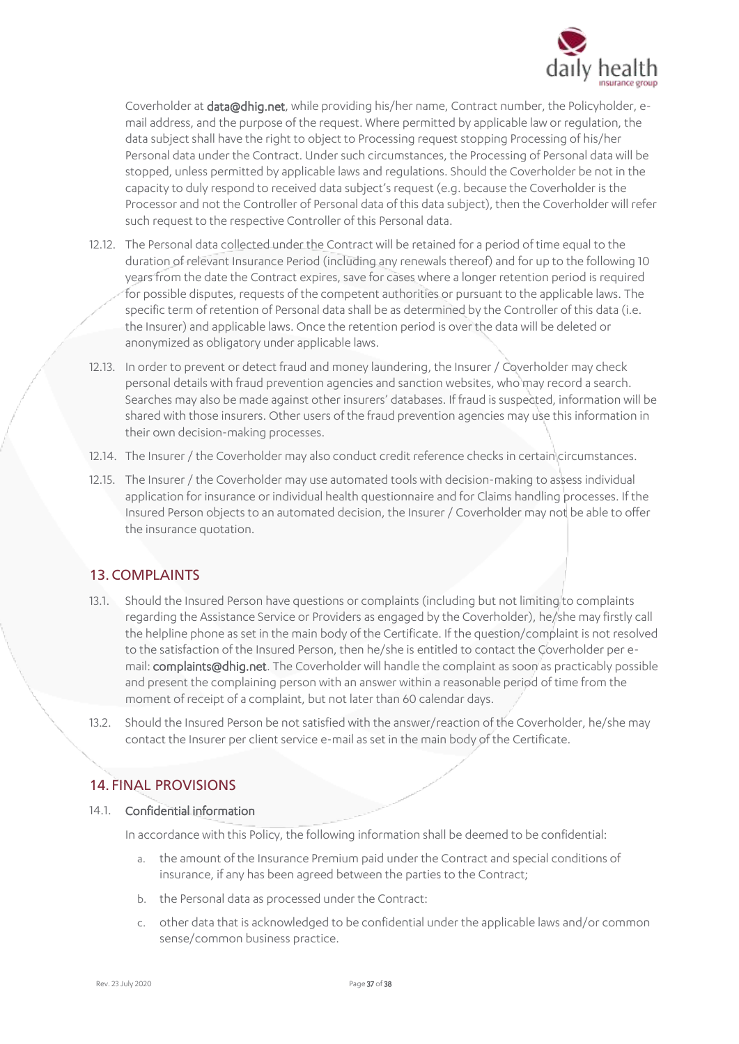Coverholder at **data@dhig.net**, while providing his/her name, Contract number, the Policyholder, e-mail address, and the purpose of the request. Where permitted by applicable law or regulation, the data subject shall have the right to object to Processing request stopping Processing of his/her Personal data under the Contract. Under such circumstances, the Processing of Personal data will be stopped, unless permitted by applicable laws and regulations. Should the Coverholder be not in the capacity to duly respond to received data subject's request (e.g. because the Coverholder is the Processor and not the Controller of Personal data of this data subject), then the Coverholder will refer such request to the respective Controller of this Personal data.

12.12. The Personal data collected under the Contract will be retained for a period of time equal to the duration of relevant Insurance Period (including any renewals thereof) and for up to the following 10 years from the date the Contract expires, save for cases where a longer retention period is required for possible disputes, requests of the competent authorities or pursuant to the applicable laws. The specific term of retention of Personal data shall be as determined by the Controller of this data (i.e. the Insurer) and applicable laws. Once the retention period is over the data will be deleted or anonymized as obligatory under applicable laws.

12.13. In order to prevent or detect fraud and money laundering, the Insurer / Coverholder may check personal details with fraud prevention agencies and sanction websites, who may record a search. Searches may also be made against other insurers' databases. If fraud is suspected, information will be shared with those insurers. Other users of the fraud prevention agencies may use this information in their own decision-making processes.

12.14. The Insurer / the Coverholder may also conduct credit reference checks in certain circumstances.

12.15. The Insurer / the Coverholder may use automated tools with decision-making to assess individual application for insurance or individual health questionnaire and for Claims handling processes. If the Insured Person objects to an automated decision, the Insurer / Coverholder may not be able to offer the insurance quotation.

## 13. COMPLAINTS

13.1. Should the Insured Person have questions or complaints (including but not limiting to complaints regarding the Assistance Service or Providers as engaged by the Coverholder), he/she may firstly call the helpline phone as set in the main body of the Certificate. If the question/complaint is not resolved to the satisfaction of the Insured Person, then he/she is entitled to contact the Coverholder per e-mail: **complaints@dhig.net**. The Coverholder will handle the complaint as soon as practicably possible and present the complaining person with an answer within a reasonable period of time from the moment of receipt of a complaint, but not later than 60 calendar days.

13.2. Should the Insured Person be not satisfied with the answer/reaction of the Coverholder, he/she may contact the Insurer per client service e-mail as set in the main body of the Certificate.

## 14. FINAL PROVISIONS

14.1. Confidential information

In accordance with this Policy, the following information shall be deemed to be confidential:

a. the amount of the Insurance Premium paid under the Contract and special conditions of insurance, if any has been agreed between the parties to the Contract;

b. the Personal data as processed under the Contract:

c. other data that is acknowledged to be confidential under the applicable laws and/or common sense/common business practice.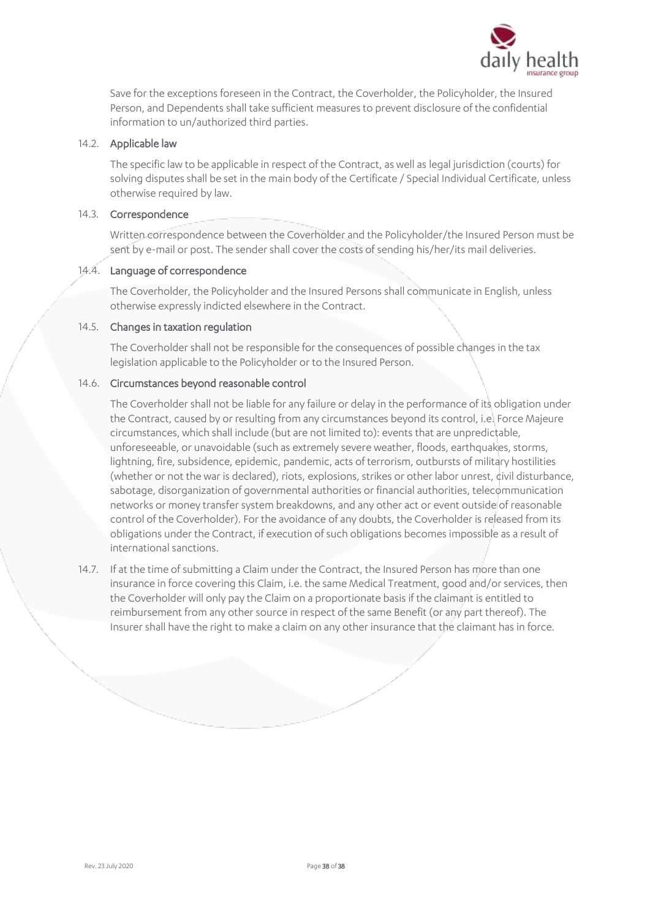Save for the exceptions foreseen in the Contract, the Coverholder, the Policyholder, the Insured Person, and Dependents shall take sufficient measures to prevent disclosure of the confidential information to un/authorized third parties.

### 14.2. Applicable law

The specific law to be applicable in respect of the Contract, as well as legal jurisdiction (courts) for solving disputes shall be set in the main body of the Certificate / Special Individual Certificate, unless otherwise required by law.

### 14.3. Correspondence

Written correspondence between the Coverholder and the Policyholder/the Insured Person must be sent by e-mail or post. The sender shall cover the costs of sending his/her/its mail deliveries.

### 14.4. Language of correspondence

The Coverholder, the Policyholder and the Insured Persons shall communicate in English, unless otherwise expressly indicted elsewhere in the Contract.

### 14.5. Changes in taxation regulation

The Coverholder shall not be responsible for the consequences of possible changes in the tax legislation applicable to the Policyholder or to the Insured Person.

### 14.6. Circumstances beyond reasonable control

The Coverholder shall not be liable for any failure or delay in the performance of its obligation under the Contract, caused by or resulting from any circumstances beyond its control, i.e. Force Majeure circumstances, which shall include (but are not limited to): events that are unpredictable, unforeseeable, or unavoidable (such as extremely severe weather, floods, earthquakes, storms, lightning, fire, subsidence, epidemic, pandemic, acts of terrorism, outbursts of military hostilities (whether or not the war is declared), riots, explosions, strikes or other labor unrest, civil disturbance, sabotage, disorganization of governmental authorities or financial authorities, telecommunication networks or money transfer system breakdowns, and any other act or event outside of reasonable control of the Coverholder). For the avoidance of any doubts, the Coverholder is released from its obligations under the Contract, if execution of such obligations becomes impossible as a result of international sanctions.

14.7. If at the time of submitting a Claim under the Contract, the Insured Person has more than one insurance in force covering this Claim, i.e. the same Medical Treatment, good and/or services, then the Coverholder will only pay the Claim on a proportionate basis if the claimant is entitled to reimbursement from any other source in respect of the same Benefit (or any part thereof). The Insurer shall have the right to make a claim on any other insurance that the claimant has in force.